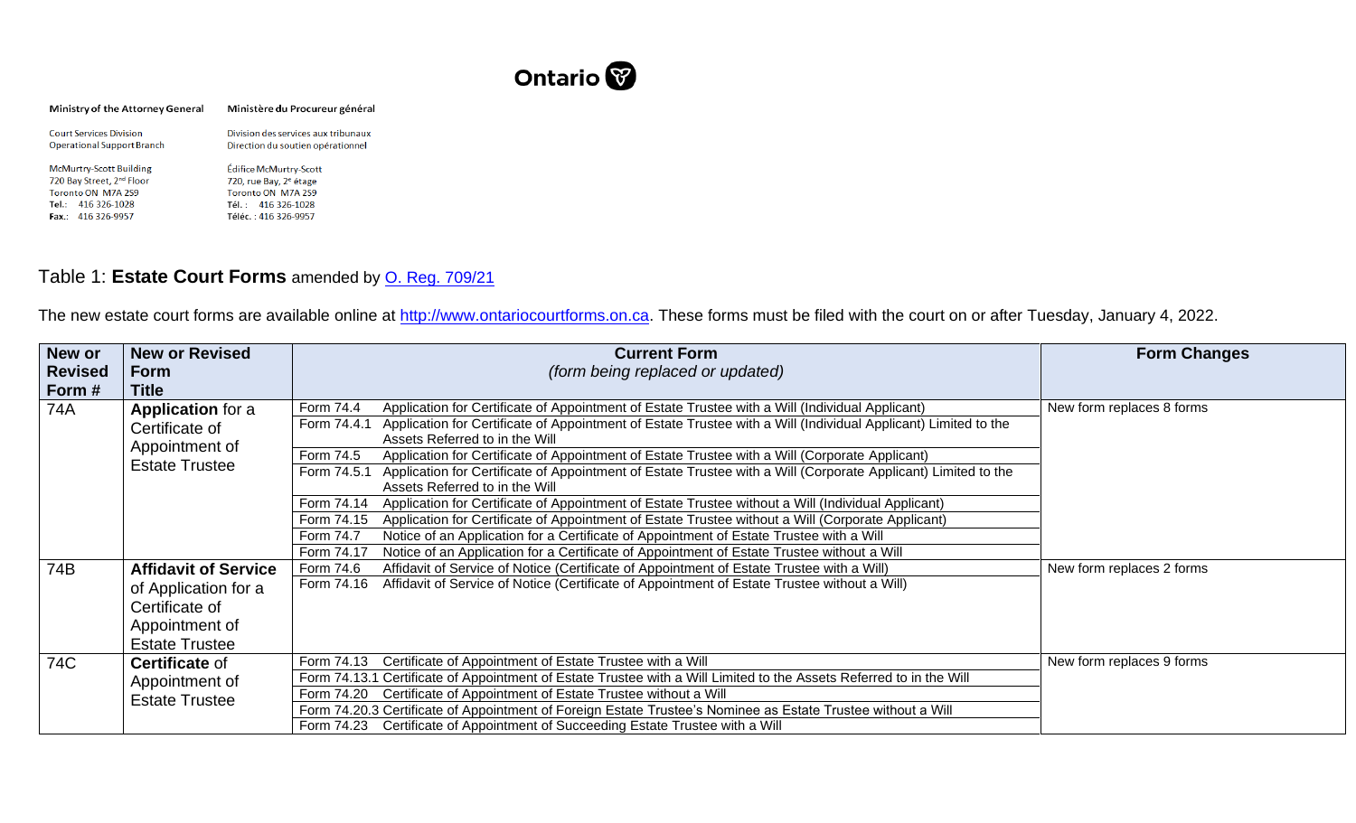Ontario

| Ministry of the Attorney General | Ministère du Procureur général |
|---|---|
| Court Services Division<br>Operational Support Branch | Division des services aux tribunaux<br>Direction du soutien opérationnel |
| McMurtry-Scott Building<br>720 Bay Street, 2nd Floor<br>Toronto ON M7A 2S9<br>**Tel.:** 416 326-1028<br>**Fax.:** 416 326-9957 | Édifice McMurtry-Scott<br>720, rue Bay, 2e étage<br>Toronto ON M7A 2S9<br>**Tél. :** 416 326-1028<br>**Téléc. :** 416 326-9957 |

## Table 1: **Estate Court Forms** amended by [O. Reg. 709/21]

The new estate court forms are available online at http://www.ontariocourtforms.on.ca. These forms must be filed with the court on or after Tuesday, January 4, 2022.

| New or Revised Form # | New or Revised Form Title | Current Form *(form being replaced or updated)* | Form Changes |
|---|---|---|---|
| 74A | **Application** for a Certificate of Appointment of Estate Trustee | Form 74.4 Application for Certificate of Appointment of Estate Trustee with a Will (Individual Applicant) | New form replaces 8 forms |
| | | Form 74.4.1 Application for Certificate of Appointment of Estate Trustee with a Will (Individual Applicant) Limited to the Assets Referred to in the Will | |
| | | Form 74.5 Application for Certificate of Appointment of Estate Trustee with a Will (Corporate Applicant) | |
| | | Form 74.5.1 Application for Certificate of Appointment of Estate Trustee with a Will (Corporate Applicant) Limited to the Assets Referred to in the Will | |
| | | Form 74.14 Application for Certificate of Appointment of Estate Trustee without a Will (Individual Applicant) | |
| | | Form 74.15 Application for Certificate of Appointment of Estate Trustee without a Will (Corporate Applicant) | |
| | | Form 74.7 Notice of an Application for a Certificate of Appointment of Estate Trustee with a Will | |
| | | Form 74.17 Notice of an Application for a Certificate of Appointment of Estate Trustee without a Will | |
| 74B | **Affidavit of Service** of Application for a Certificate of Appointment of Estate Trustee | Form 74.6 Affidavit of Service of Notice (Certificate of Appointment of Estate Trustee with a Will) | New form replaces 2 forms |
| | | Form 74.16 Affidavit of Service of Notice (Certificate of Appointment of Estate Trustee without a Will) | |
| 74C | **Certificate** of Appointment of Estate Trustee | Form 74.13 Certificate of Appointment of Estate Trustee with a Will | New form replaces 9 forms |
| | | Form 74.13.1 Certificate of Appointment of Estate Trustee with a Will Limited to the Assets Referred to in the Will | |
| | | Form 74.20 Certificate of Appointment of Estate Trustee without a Will | |
| | | Form 74.20.3 Certificate of Appointment of Foreign Estate Trustee's Nominee as Estate Trustee without a Will | |
| | | Form 74.23 Certificate of Appointment of Succeeding Estate Trustee with a Will | |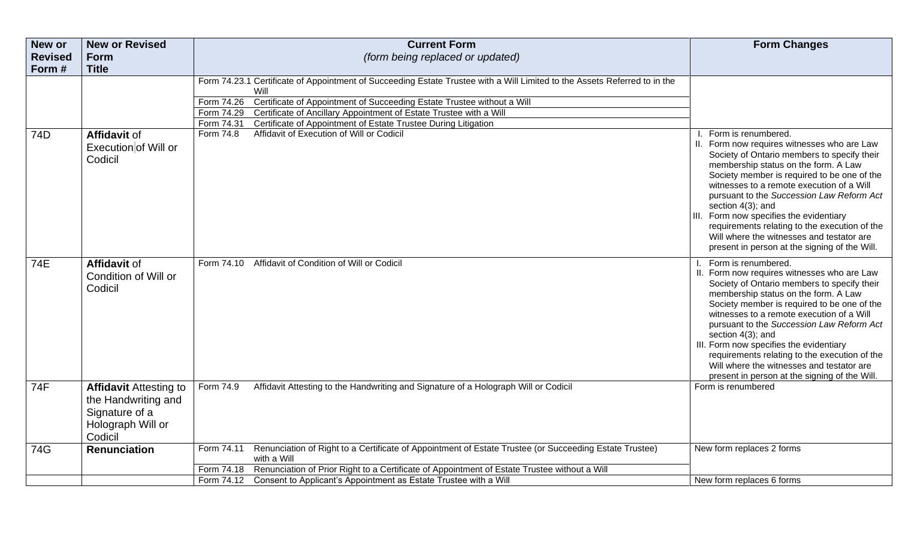| New or Revised Form # | New or Revised Form Title | Current Form *(form being replaced or updated)* | Form Changes |
|---|---|---|---|
| | | Form 74.23.1 Certificate of Appointment of Succeeding Estate Trustee with a Will Limited to the Assets Referred to in the Will | |
| | | Form 74.26 Certificate of Appointment of Succeeding Estate Trustee without a Will | |
| | | Form 74.29 Certificate of Ancillary Appointment of Estate Trustee with a Will | |
| | | Form 74.31 Certificate of Appointment of Estate Trustee During Litigation | |
| 74D | **Affidavit** of Execution of Will or Codicil | Form 74.8 Affidavit of Execution of Will or Codicil | I. Form is renumbered. II. Form now requires witnesses who are Law Society of Ontario members to specify their membership status on the form. A Law Society member is required to be one of the witnesses to a remote execution of a Will pursuant to the *Succession Law Reform Act* section 4(3); and III. Form now specifies the evidentiary requirements relating to the execution of the Will where the witnesses and testator are present in person at the signing of the Will. |
| 74E | **Affidavit** of Condition of Will or Codicil | Form 74.10 Affidavit of Condition of Will or Codicil | I. Form is renumbered. II. Form now requires witnesses who are Law Society of Ontario members to specify their membership status on the form. A Law Society member is required to be one of the witnesses to a remote execution of a Will pursuant to the *Succession Law Reform Act* section 4(3); and III. Form now specifies the evidentiary requirements relating to the execution of the Will where the witnesses and testator are present in person at the signing of the Will. |
| 74F | **Affidavit** Attesting to the Handwriting and Signature of a Holograph Will or Codicil | Form 74.9 Affidavit Attesting to the Handwriting and Signature of a Holograph Will or Codicil | Form is renumbered |
| 74G | **Renunciation** | Form 74.11 Renunciation of Right to a Certificate of Appointment of Estate Trustee (or Succeeding Estate Trustee) with a Will | New form replaces 2 forms |
| | | Form 74.18 Renunciation of Prior Right to a Certificate of Appointment of Estate Trustee without a Will | |
| | | Form 74.12 Consent to Applicant's Appointment as Estate Trustee with a Will | New form replaces 6 forms |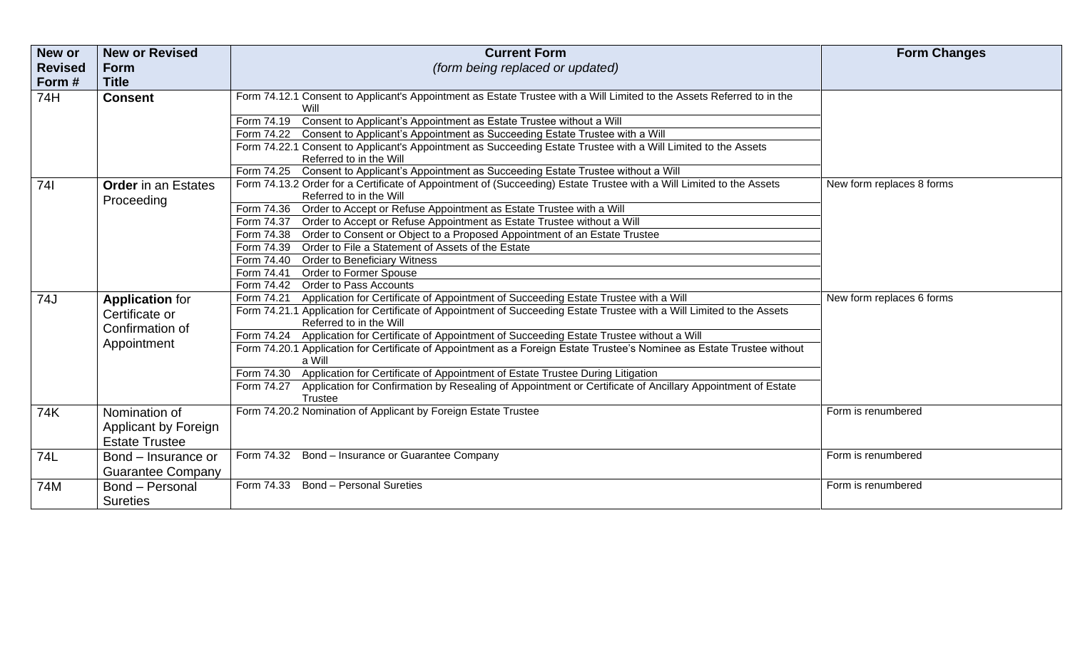| New or Revised Form # | New or Revised Form Title | Current Form *(form being replaced or updated)* | Form Changes |
|---|---|---|---|
| 74H | **Consent** | Form 74.12.1 Consent to Applicant's Appointment as Estate Trustee with a Will Limited to the Assets Referred to in the Will | |
| | | Form 74.19 Consent to Applicant's Appointment as Estate Trustee without a Will | |
| | | Form 74.22 Consent to Applicant's Appointment as Succeeding Estate Trustee with a Will | |
| | | Form 74.22.1 Consent to Applicant's Appointment as Succeeding Estate Trustee with a Will Limited to the Assets Referred to in the Will | |
| | | Form 74.25 Consent to Applicant's Appointment as Succeeding Estate Trustee without a Will | |
| 74I | **Order** in an Estates Proceeding | Form 74.13.2 Order for a Certificate of Appointment of (Succeeding) Estate Trustee with a Will Limited to the Assets Referred to in the Will | New form replaces 8 forms |
| | | Form 74.36 Order to Accept or Refuse Appointment as Estate Trustee with a Will | |
| | | Form 74.37 Order to Accept or Refuse Appointment as Estate Trustee without a Will | |
| | | Form 74.38 Order to Consent or Object to a Proposed Appointment of an Estate Trustee | |
| | | Form 74.39 Order to File a Statement of Assets of the Estate | |
| | | Form 74.40 Order to Beneficiary Witness | |
| | | Form 74.41 Order to Former Spouse | |
| | | Form 74.42 Order to Pass Accounts | |
| 74J | **Application** for Certificate or Confirmation of Appointment | Form 74.21 Application for Certificate of Appointment of Succeeding Estate Trustee with a Will | New form replaces 6 forms |
| | | Form 74.21.1 Application for Certificate of Appointment of Succeeding Estate Trustee with a Will Limited to the Assets Referred to in the Will | |
| | | Form 74.24 Application for Certificate of Appointment of Succeeding Estate Trustee without a Will | |
| | | Form 74.20.1 Application for Certificate of Appointment as a Foreign Estate Trustee's Nominee as Estate Trustee without a Will | |
| | | Form 74.30 Application for Certificate of Appointment of Estate Trustee During Litigation | |
| | | Form 74.27 Application for Confirmation by Resealing of Appointment or Certificate of Ancillary Appointment of Estate Trustee | |
| 74K | Nomination of Applicant by Foreign Estate Trustee | Form 74.20.2 Nomination of Applicant by Foreign Estate Trustee | Form is renumbered |
| 74L | Bond – Insurance or Guarantee Company | Form 74.32 Bond – Insurance or Guarantee Company | Form is renumbered |
| 74M | Bond – Personal Sureties | Form 74.33 Bond – Personal Sureties | Form is renumbered |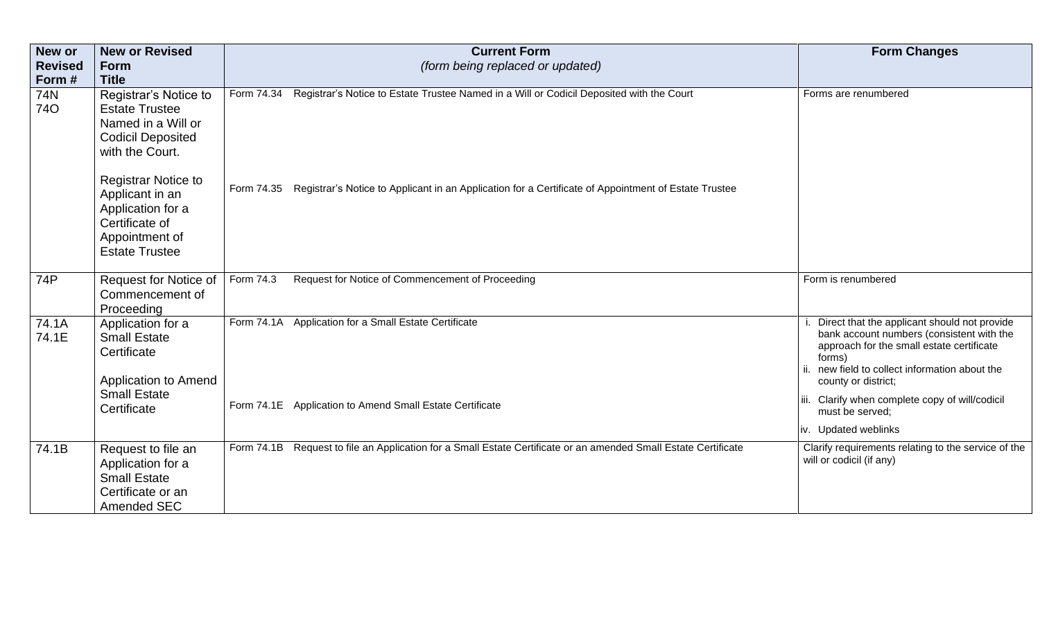| New or Revised Form # | New or Revised Form Title | Current Form *(form being replaced or updated)* | Form Changes |
|---|---|---|---|
| 74N<br>74O | Registrar's Notice to Estate Trustee Named in a Will or Codicil Deposited with the Court.<br><br>Registrar Notice to Applicant in an Application for a Certificate of Appointment of Estate Trustee | Form 74.34 Registrar's Notice to Estate Trustee Named in a Will or Codicil Deposited with the Court<br><br>Form 74.35 Registrar's Notice to Applicant in an Application for a Certificate of Appointment of Estate Trustee | Forms are renumbered |
| 74P | Request for Notice of Commencement of Proceeding | Form 74.3 Request for Notice of Commencement of Proceeding | Form is renumbered |
| 74.1A<br>74.1E | Application for a Small Estate Certificate<br><br>Application to Amend Small Estate Certificate | Form 74.1A Application for a Small Estate Certificate<br><br>Form 74.1E Application to Amend Small Estate Certificate | i. Direct that the applicant should not provide bank account numbers (consistent with the approach for the small estate certificate forms)<br>ii. new field to collect information about the county or district;<br>iii. Clarify when complete copy of will/codicil must be served;<br>iv. Updated weblinks |
| 74.1B | Request to file an Application for a Small Estate Certificate or an Amended SEC | Form 74.1B Request to file an Application for a Small Estate Certificate or an amended Small Estate Certificate | Clarify requirements relating to the service of the will or codicil (if any) |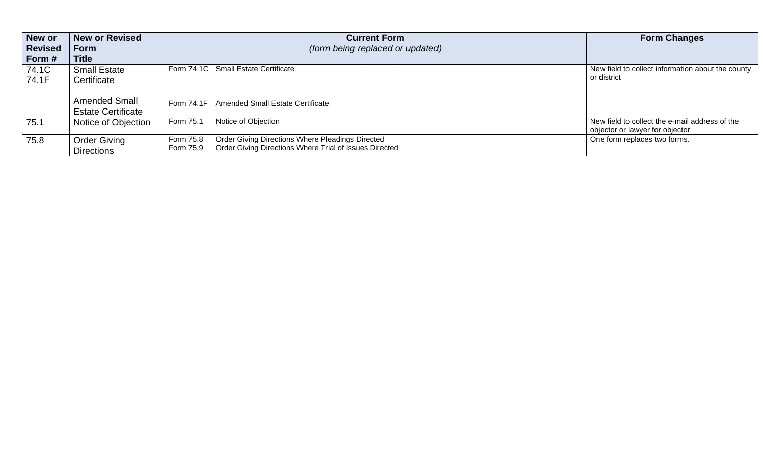| New or Revised Form # | New or Revised Form Title | Current Form *(form being replaced or updated)* | Form Changes |
|---|---|---|---|
| 74.1C<br>74.1F | Small Estate Certificate<br><br>Amended Small Estate Certificate | Form 74.1C Small Estate Certificate<br><br>Form 74.1F Amended Small Estate Certificate | New field to collect information about the county or district |
| 75.1 | Notice of Objection | Form 75.1 Notice of Objection | New field to collect the e-mail address of the objector or lawyer for objector |
| 75.8 | Order Giving Directions | Form 75.8 Order Giving Directions Where Pleadings Directed<br>Form 75.9 Order Giving Directions Where Trial of Issues Directed | One form replaces two forms. |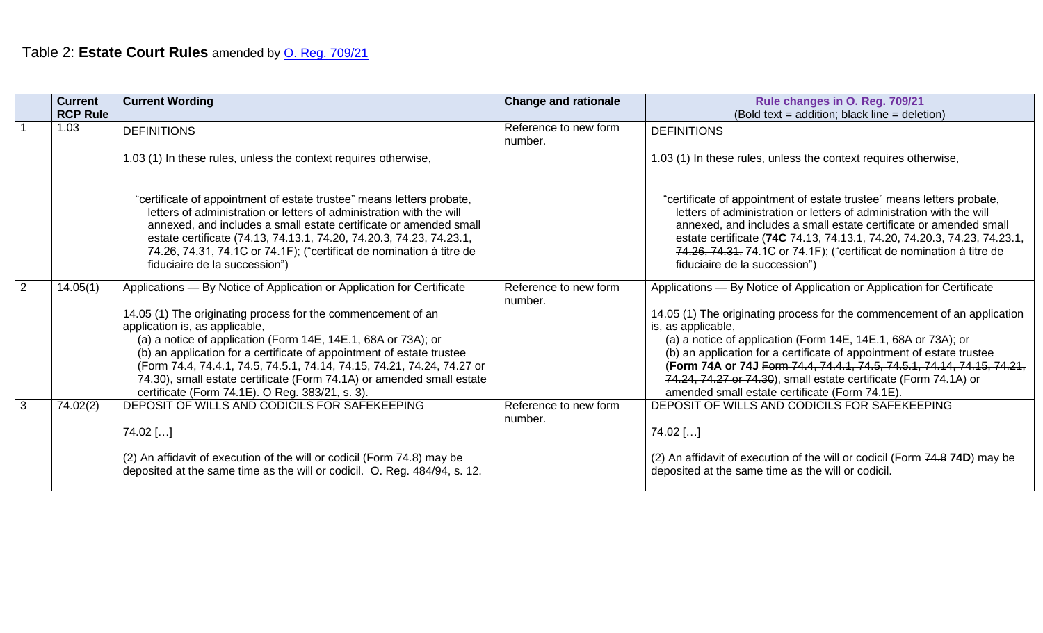Table 2: **Estate Court Rules** amended by O. Reg. 709/21

| | Current RCP Rule | Current Wording | Change and rationale | Rule changes in O. Reg. 709/21 (Bold text = addition; black line = deletion) |
|---|---|---|---|---|
| 1 | 1.03 | DEFINITIONS<br><br>1.03 (1) In these rules, unless the context requires otherwise,<br><br>"certificate of appointment of estate trustee" means letters probate, letters of administration or letters of administration with the will annexed, and includes a small estate certificate or amended small estate certificate (74.13, 74.13.1, 74.20, 74.20.3, 74.23, 74.23.1, 74.26, 74.31, 74.1C or 74.1F); ("certificat de nomination à titre de fiduciaire de la succession") | Reference to new form number. | DEFINITIONS<br><br>1.03 (1) In these rules, unless the context requires otherwise,<br><br>"certificate of appointment of estate trustee" means letters probate, letters of administration or letters of administration with the will annexed, and includes a small estate certificate or amended small estate certificate (**74C** ~~74.13, 74.13.1, 74.20, 74.20.3, 74.23, 74.23.1, 74.26, 74.31,~~ 74.1C or 74.1F); ("certificat de nomination à titre de fiduciaire de la succession") |
| 2 | 14.05(1) | Applications — By Notice of Application or Application for Certificate<br><br>14.05 (1) The originating process for the commencement of an application is, as applicable,<br>(a) a notice of application (Form 14E, 14E.1, 68A or 73A); or<br>(b) an application for a certificate of appointment of estate trustee (Form 74.4, 74.4.1, 74.5, 74.5.1, 74.14, 74.15, 74.21, 74.24, 74.27 or 74.30), small estate certificate (Form 74.1A) or amended small estate certificate (Form 74.1E). O Reg. 383/21, s. 3). | Reference to new form number. | Applications — By Notice of Application or Application for Certificate<br><br>14.05 (1) The originating process for the commencement of an application is, as applicable,<br>(a) a notice of application (Form 14E, 14E.1, 68A or 73A); or<br>(b) an application for a certificate of appointment of estate trustee (**Form 74A or 74J** ~~Form 74.4, 74.4.1, 74.5, 74.5.1, 74.14, 74.15, 74.21, 74.24, 74.27 or 74.30~~), small estate certificate (Form 74.1A) or amended small estate certificate (Form 74.1E). |
| 3 | 74.02(2) | DEPOSIT OF WILLS AND CODICILS FOR SAFEKEEPING<br><br>74.02 […]<br><br>(2) An affidavit of execution of the will or codicil (Form 74.8) may be deposited at the same time as the will or codicil. O. Reg. 484/94, s. 12. | Reference to new form number. | DEPOSIT OF WILLS AND CODICILS FOR SAFEKEEPING<br><br>74.02 […]<br><br>(2) An affidavit of execution of the will or codicil (Form ~~74.8~~ **74D**) may be deposited at the same time as the will or codicil. |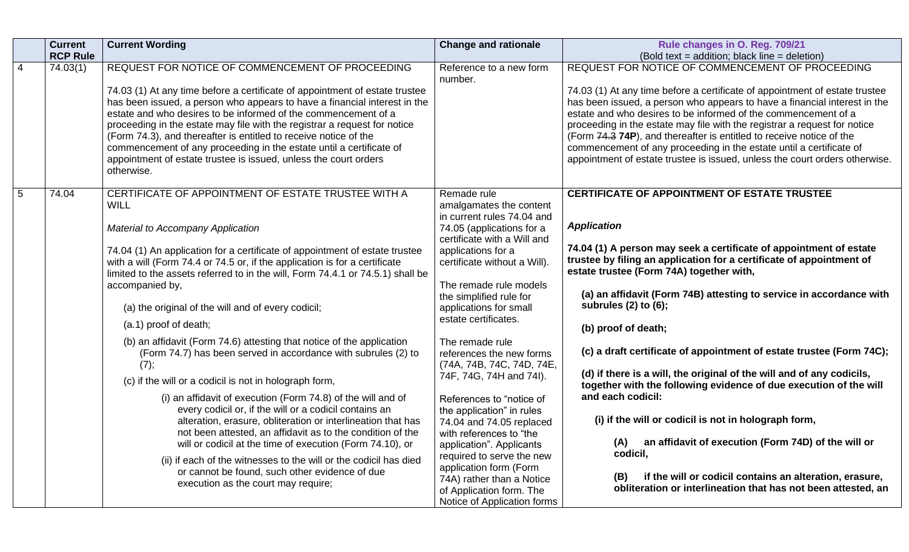|  | Current RCP Rule | Current Wording | Change and rationale | Rule changes in O. Reg. 709/21<br>(Bold text = addition; black line = deletion) |
|---|---|---|---|---|
| 4 | 74.03(1) | REQUEST FOR NOTICE OF COMMENCEMENT OF PROCEEDING<br><br>74.03 (1) At any time before a certificate of appointment of estate trustee has been issued, a person who appears to have a financial interest in the estate and who desires to be informed of the commencement of a proceeding in the estate may file with the registrar a request for notice (Form 74.3), and thereafter is entitled to receive notice of the commencement of any proceeding in the estate until a certificate of appointment of estate trustee is issued, unless the court orders otherwise. | Reference to a new form number. | REQUEST FOR NOTICE OF COMMENCEMENT OF PROCEEDING<br><br>74.03 (1) At any time before a certificate of appointment of estate trustee has been issued, a person who appears to have a financial interest in the estate and who desires to be informed of the commencement of a proceeding in the estate may file with the registrar a request for notice (Form ~~74.3~~ **74P**), and thereafter is entitled to receive notice of the commencement of any proceeding in the estate until a certificate of appointment of estate trustee is issued, unless the court orders otherwise. |
| 5 | 74.04 | CERTIFICATE OF APPOINTMENT OF ESTATE TRUSTEE WITH A WILL<br><br>*Material to Accompany Application*<br><br>74.04 (1) An application for a certificate of appointment of estate trustee with a will (Form 74.4 or 74.5 or, if the application is for a certificate limited to the assets referred to in the will, Form 74.4.1 or 74.5.1) shall be accompanied by,<br><br>(a) the original of the will and of every codicil;<br><br>(a.1) proof of death;<br><br>(b) an affidavit (Form 74.6) attesting that notice of the application (Form 74.7) has been served in accordance with subrules (2) to (7);<br><br>(c) if the will or a codicil is not in holograph form,<br><br>(i) an affidavit of execution (Form 74.8) of the will and of every codicil or, if the will or a codicil contains an alteration, erasure, obliteration or interlineation that has not been attested, an affidavit as to the condition of the will or codicil at the time of execution (Form 74.10), or<br><br>(ii) if each of the witnesses to the will or the codicil has died or cannot be found, such other evidence of due execution as the court may require; | Remade rule amalgamates the content in current rules 74.04 and 74.05 (applications for a certificate with a Will and applications for a certificate without a Will).<br><br>The remade rule models the simplified rule for applications for small estate certificates.<br><br>The remade rule references the new forms (74A, 74B, 74C, 74D, 74E, 74F, 74G, 74H and 74I).<br><br>References to "notice of the application" in rules 74.04 and 74.05 replaced with references to "the application". Applicants required to serve the new application form (Form 74A) rather than a Notice of Application form. The Notice of Application forms | **CERTIFICATE OF APPOINTMENT OF ESTATE TRUSTEE**<br><br>***Application***<br><br>**74.04 (1) A person may seek a certificate of appointment of estate trustee by filing an application for a certificate of appointment of estate trustee (Form 74A) together with,**<br><br>**(a) an affidavit (Form 74B) attesting to service in accordance with subrules (2) to (6);**<br><br>**(b) proof of death;**<br><br>**(c) a draft certificate of appointment of estate trustee (Form 74C);**<br><br>**(d) if there is a will, the original of the will and of any codicils, together with the following evidence of due execution of the will and each codicil:**<br><br>**(i) if the will or codicil is not in holograph form,**<br><br>**(A) an affidavit of execution (Form 74D) of the will or codicil,**<br><br>**(B) if the will or codicil contains an alteration, erasure, obliteration or interlineation that has not been attested, an** |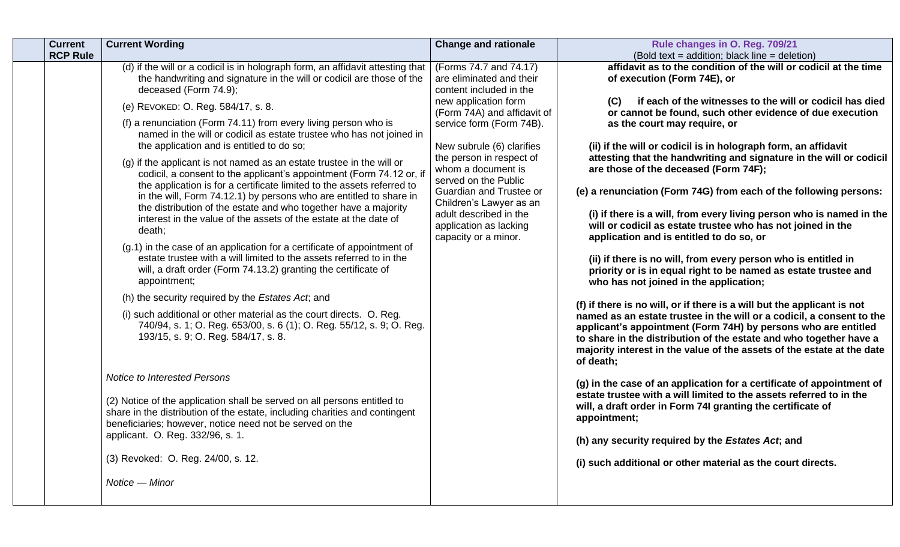| | Current RCP Rule | Current Wording | Change and rationale | Rule changes in O. Reg. 709/21 (Bold text = addition; black line = deletion) |
|---|---|---|---|---|
| | | (d) if the will or a codicil is in holograph form, an affidavit attesting that the handwriting and signature in the will or codicil are those of the deceased (Form 74.9);<br><br>(e) REVOKED: O. Reg. 584/17, s. 8.<br><br>(f) a renunciation (Form 74.11) from every living person who is named in the will or codicil as estate trustee who has not joined in the application and is entitled to do so;<br><br>(g) if the applicant is not named as an estate trustee in the will or codicil, a consent to the applicant's appointment (Form 74.12 or, if the application is for a certificate limited to the assets referred to in the will, Form 74.12.1) by persons who are entitled to share in the distribution of the estate and who together have a majority interest in the value of the assets of the estate at the date of death;<br><br>(g.1) in the case of an application for a certificate of appointment of estate trustee with a will limited to the assets referred to in the will, a draft order (Form 74.13.2) granting the certificate of appointment;<br><br>(h) the security required by the *Estates Act*; and<br><br>(i) such additional or other material as the court directs. O. Reg. 740/94, s. 1; O. Reg. 653/00, s. 6 (1); O. Reg. 55/12, s. 9; O. Reg. 193/15, s. 9; O. Reg. 584/17, s. 8.<br><br>*Notice to Interested Persons*<br><br>(2) Notice of the application shall be served on all persons entitled to share in the distribution of the estate, including charities and contingent beneficiaries; however, notice need not be served on the applicant. O. Reg. 332/96, s. 1.<br><br>(3) Revoked: O. Reg. 24/00, s. 12.<br><br>*Notice — Minor* | (Forms 74.7 and 74.17) are eliminated and their content included in the new application form (Form 74A) and affidavit of service form (Form 74B).<br><br>New subrule (6) clarifies the person in respect of whom a document is served on the Public Guardian and Trustee or Children's Lawyer as an adult described in the application as lacking capacity or a minor. | **affidavit as to the condition of the will or codicil at the time of execution (Form 74E), or**<br><br>**(C) if each of the witnesses to the will or codicil has died or cannot be found, such other evidence of due execution as the court may require, or**<br><br>**(ii) if the will or codicil is in holograph form, an affidavit attesting that the handwriting and signature in the will or codicil are those of the deceased (Form 74F);**<br><br>**(e) a renunciation (Form 74G) from each of the following persons:**<br><br>**(i) if there is a will, from every living person who is named in the will or codicil as estate trustee who has not joined in the application and is entitled to do so, or**<br><br>**(ii) if there is no will, from every person who is entitled in priority or is in equal right to be named as estate trustee and who has not joined in the application;**<br><br>**(f) if there is no will, or if there is a will but the applicant is not named as an estate trustee in the will or a codicil, a consent to the applicant's appointment (Form 74H) by persons who are entitled to share in the distribution of the estate and who together have a majority interest in the value of the assets of the estate at the date of death;**<br><br>**(g) in the case of an application for a certificate of appointment of estate trustee with a will limited to the assets referred to in the will, a draft order in Form 74I granting the certificate of appointment;**<br><br>**(h) any security required by the *Estates Act*; and**<br><br>**(i) such additional or other material as the court directs.** |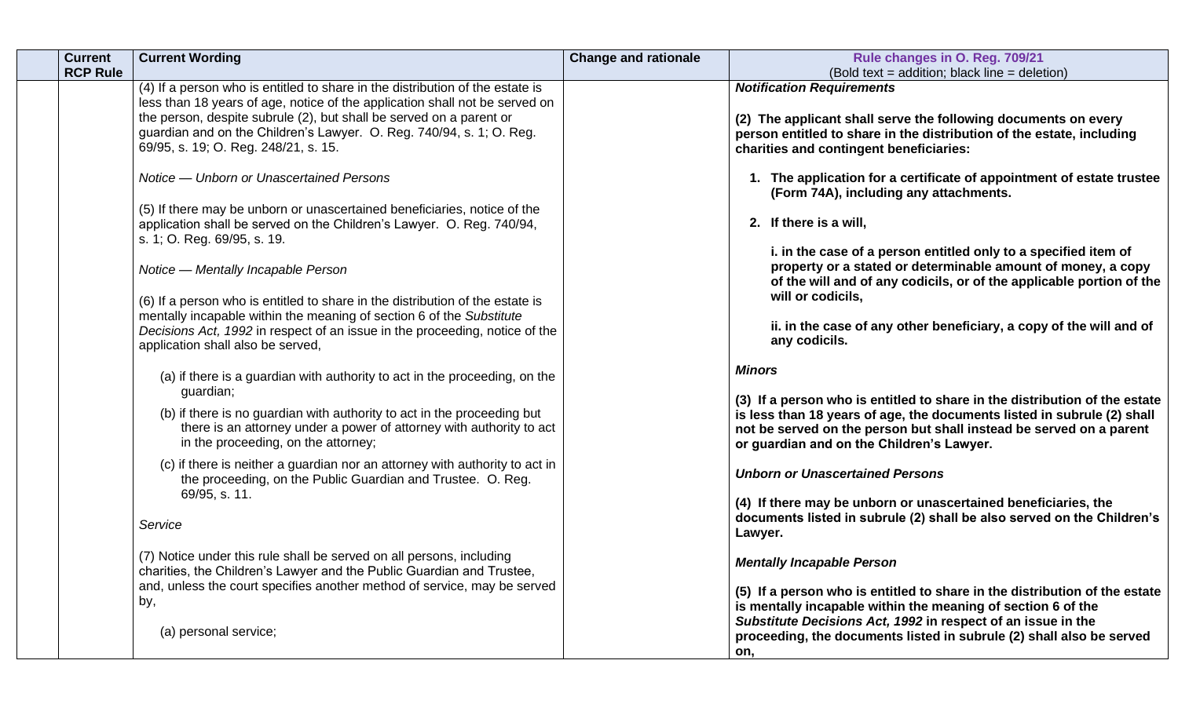| | Current RCP Rule | Current Wording | Change and rationale | Rule changes in O. Reg. 709/21 (Bold text = addition; black line = deletion) |
|---|---|---|---|---|
| | | (4) If a person who is entitled to share in the distribution of the estate is less than 18 years of age, notice of the application shall not be served on the person, despite subrule (2), but shall be served on a parent or guardian and on the Children's Lawyer. O. Reg. 740/94, s. 1; O. Reg. 69/95, s. 19; O. Reg. 248/21, s. 15.<br><br>*Notice — Unborn or Unascertained Persons*<br><br>(5) If there may be unborn or unascertained beneficiaries, notice of the application shall be served on the Children's Lawyer. O. Reg. 740/94, s. 1; O. Reg. 69/95, s. 19.<br><br>*Notice — Mentally Incapable Person*<br><br>(6) If a person who is entitled to share in the distribution of the estate is mentally incapable within the meaning of section 6 of the *Substitute Decisions Act, 1992* in respect of an issue in the proceeding, notice of the application shall also be served,<br><br>(a) if there is a guardian with authority to act in the proceeding, on the guardian;<br>(b) if there is no guardian with authority to act in the proceeding but there is an attorney under a power of attorney with authority to act in the proceeding, on the attorney;<br>(c) if there is neither a guardian nor an attorney with authority to act in the proceeding, on the Public Guardian and Trustee. O. Reg. 69/95, s. 11.<br><br>*Service*<br><br>(7) Notice under this rule shall be served on all persons, including charities, the Children's Lawyer and the Public Guardian and Trustee, and, unless the court specifies another method of service, may be served by,<br><br>(a) personal service; | | ***Notification Requirements***<br><br>**(2) The applicant shall serve the following documents on every person entitled to share in the distribution of the estate, including charities and contingent beneficiaries:**<br><br>**1. The application for a certificate of appointment of estate trustee (Form 74A), including any attachments.**<br><br>**2. If there is a will,**<br><br>**i. in the case of a person entitled only to a specified item of property or a stated or determinable amount of money, a copy of the will and of any codicils, or of the applicable portion of the will or codicils,**<br><br>**ii. in the case of any other beneficiary, a copy of the will and of any codicils.**<br><br>***Minors***<br><br>**(3) If a person who is entitled to share in the distribution of the estate is less than 18 years of age, the documents listed in subrule (2) shall not be served on the person but shall instead be served on a parent or guardian and on the Children's Lawyer.**<br><br>***Unborn or Unascertained Persons***<br><br>**(4) If there may be unborn or unascertained beneficiaries, the documents listed in subrule (2) shall be also served on the Children's Lawyer.**<br><br>***Mentally Incapable Person***<br><br>**(5) If a person who is entitled to share in the distribution of the estate is mentally incapable within the meaning of section 6 of the *Substitute Decisions Act, 1992* in respect of an issue in the proceeding, the documents listed in subrule (2) shall also be served on,** |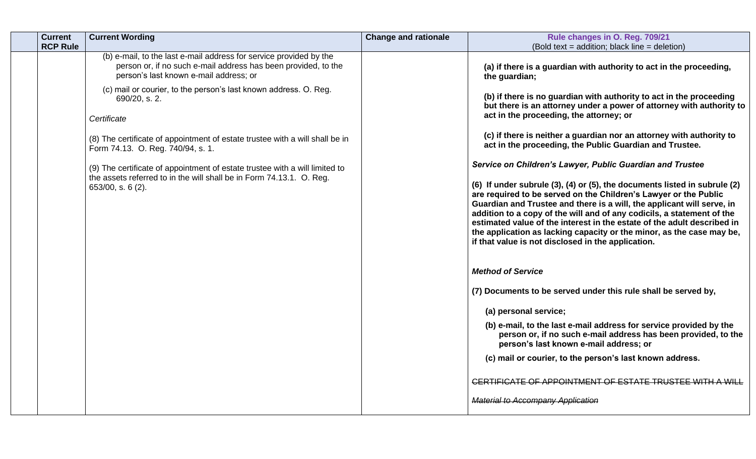| Current RCP Rule | Current Wording | Change and rationale | Rule changes in O. Reg. 709/21<br>(Bold text = addition; black line = deletion) |
|---|---|---|---|
| | (b) e-mail, to the last e-mail address for service provided by the person or, if no such e-mail address has been provided, to the person's last known e-mail address; or<br><br>(c) mail or courier, to the person's last known address. O. Reg. 690/20, s. 2.<br><br>*Certificate*<br><br>(8) The certificate of appointment of estate trustee with a will shall be in Form 74.13. O. Reg. 740/94, s. 1.<br><br>(9) The certificate of appointment of estate trustee with a will limited to the assets referred to in the will shall be in Form 74.13.1. O. Reg. 653/00, s. 6 (2). | | **(a) if there is a guardian with authority to act in the proceeding, the guardian;**<br><br>**(b) if there is no guardian with authority to act in the proceeding but there is an attorney under a power of attorney with authority to act in the proceeding, the attorney; or**<br><br>**(c) if there is neither a guardian nor an attorney with authority to act in the proceeding, the Public Guardian and Trustee.**<br><br>***Service on Children's Lawyer, Public Guardian and Trustee***<br><br>**(6) If under subrule (3), (4) or (5), the documents listed in subrule (2) are required to be served on the Children's Lawyer or the Public Guardian and Trustee and there is a will, the applicant will serve, in addition to a copy of the will and of any codicils, a statement of the estimated value of the interest in the estate of the adult described in the application as lacking capacity or the minor, as the case may be, if that value is not disclosed in the application.**<br><br>***Method of Service***<br><br>**(7) Documents to be served under this rule shall be served by,**<br><br>**(a) personal service;**<br><br>**(b) e-mail, to the last e-mail address for service provided by the person or, if no such e-mail address has been provided, to the person's last known e-mail address; or**<br><br>**(c) mail or courier, to the person's last known address.**<br><br>~~CERTIFICATE OF APPOINTMENT OF ESTATE TRUSTEE WITH A WILL~~<br><br>~~*Material to Accompany Application*~~ |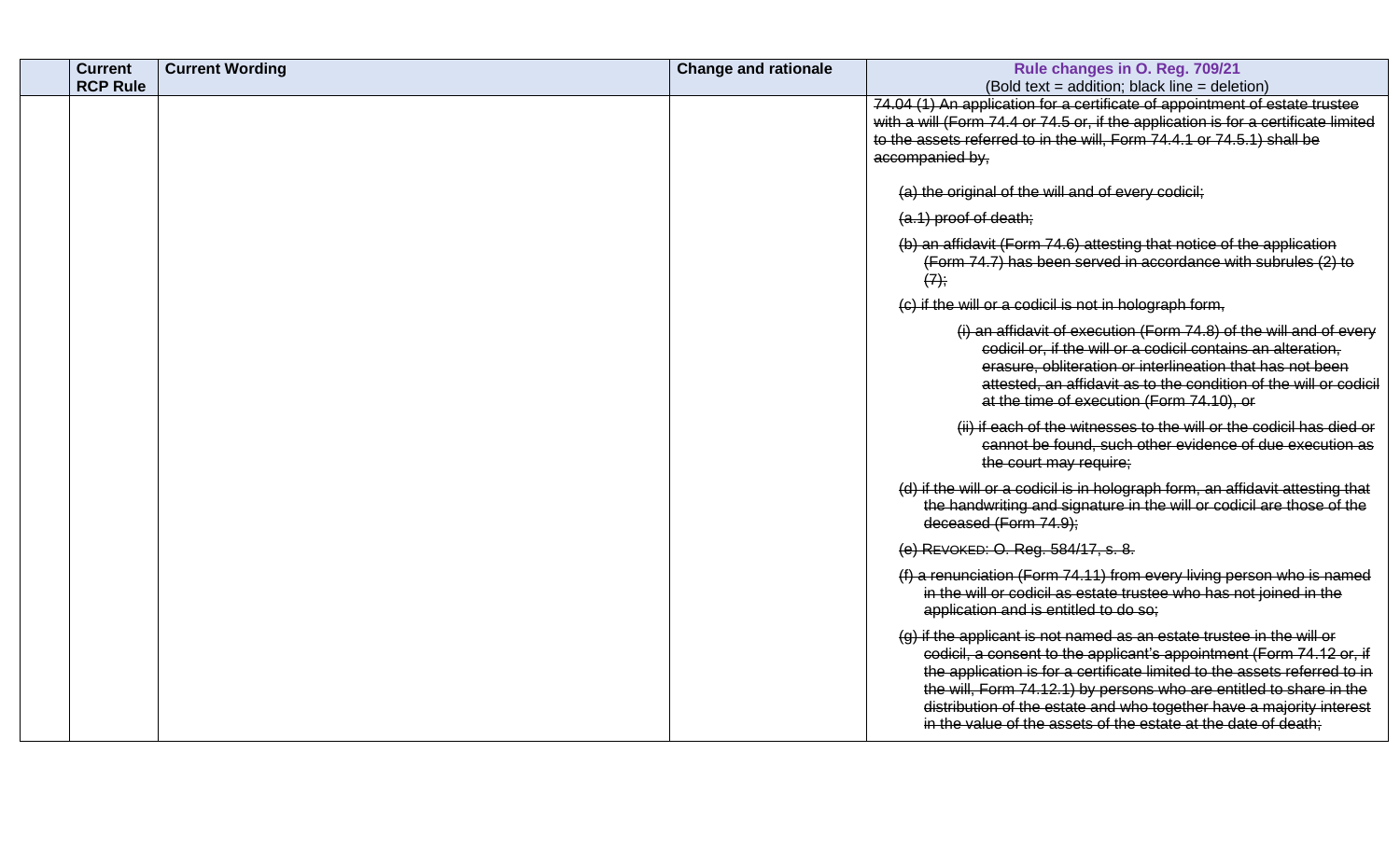|  | Current RCP Rule | Current Wording | Change and rationale | Rule changes in O. Reg. 709/21<br>(Bold text = addition; black line = deletion) |
|---|---|---|---|---|
|  |  |  |  | ~~74.04 (1) An application for a certificate of appointment of estate trustee with a will (Form 74.4 or 74.5 or, if the application is for a certificate limited to the assets referred to in the will, Form 74.4.1 or 74.5.1) shall be accompanied by,~~<br><br>~~(a) the original of the will and of every codicil;~~<br><br>~~(a.1) proof of death;~~<br><br>~~(b) an affidavit (Form 74.6) attesting that notice of the application (Form 74.7) has been served in accordance with subrules (2) to (7);~~<br><br>~~(c) if the will or a codicil is not in holograph form,~~<br><br>~~(i) an affidavit of execution (Form 74.8) of the will and of every codicil or, if the will or a codicil contains an alteration, erasure, obliteration or interlineation that has not been attested, an affidavit as to the condition of the will or codicil at the time of execution (Form 74.10), or~~<br><br>~~(ii) if each of the witnesses to the will or the codicil has died or cannot be found, such other evidence of due execution as the court may require;~~<br><br>~~(d) if the will or a codicil is in holograph form, an affidavit attesting that the handwriting and signature in the will or codicil are those of the deceased (Form 74.9);~~<br><br>~~(e) REVOKED: O. Reg. 584/17, s. 8.~~<br><br>~~(f) a renunciation (Form 74.11) from every living person who is named in the will or codicil as estate trustee who has not joined in the application and is entitled to do so;~~<br><br>~~(g) if the applicant is not named as an estate trustee in the will or codicil, a consent to the applicant's appointment (Form 74.12 or, if the application is for a certificate limited to the assets referred to in the will, Form 74.12.1) by persons who are entitled to share in the distribution of the estate and who together have a majority interest in the value of the assets of the estate at the date of death;~~ |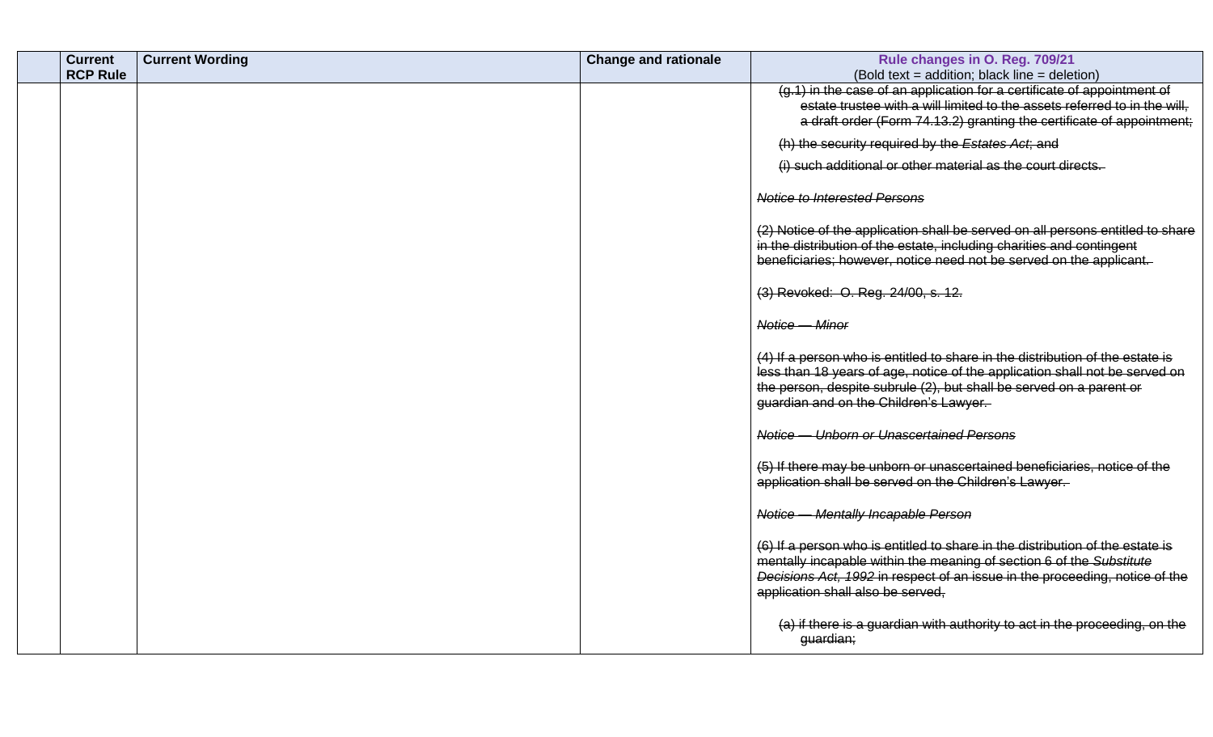| | Current RCP Rule | Current Wording | Change and rationale | Rule changes in O. Reg. 709/21 (Bold text = addition; black line = deletion) |
|---|---|---|---|---|
| | | | | ~~(g.1) in the case of an application for a certificate of appointment of estate trustee with a will limited to the assets referred to in the will, a draft order (Form 74.13.2) granting the certificate of appointment;~~<br><br>~~(h) the security required by the *Estates Act*; and~~<br><br>~~(i) such additional or other material as the court directs.~~<br><br>~~*Notice to Interested Persons*~~<br><br>~~(2) Notice of the application shall be served on all persons entitled to share in the distribution of the estate, including charities and contingent beneficiaries; however, notice need not be served on the applicant.~~<br><br>~~(3) Revoked: O. Reg. 24/00, s. 12.~~<br><br>~~*Notice — Minor*~~<br><br>~~(4) If a person who is entitled to share in the distribution of the estate is less than 18 years of age, notice of the application shall not be served on the person, despite subrule (2), but shall be served on a parent or guardian and on the Children's Lawyer.~~<br><br>~~*Notice — Unborn or Unascertained Persons*~~<br><br>~~(5) If there may be unborn or unascertained beneficiaries, notice of the application shall be served on the Children's Lawyer.~~<br><br>~~*Notice — Mentally Incapable Person*~~<br><br>~~(6) If a person who is entitled to share in the distribution of the estate is mentally incapable within the meaning of section 6 of the *Substitute Decisions Act, 1992* in respect of an issue in the proceeding, notice of the application shall also be served,~~<br><br>~~(a) if there is a guardian with authority to act in the proceeding, on the guardian;~~ |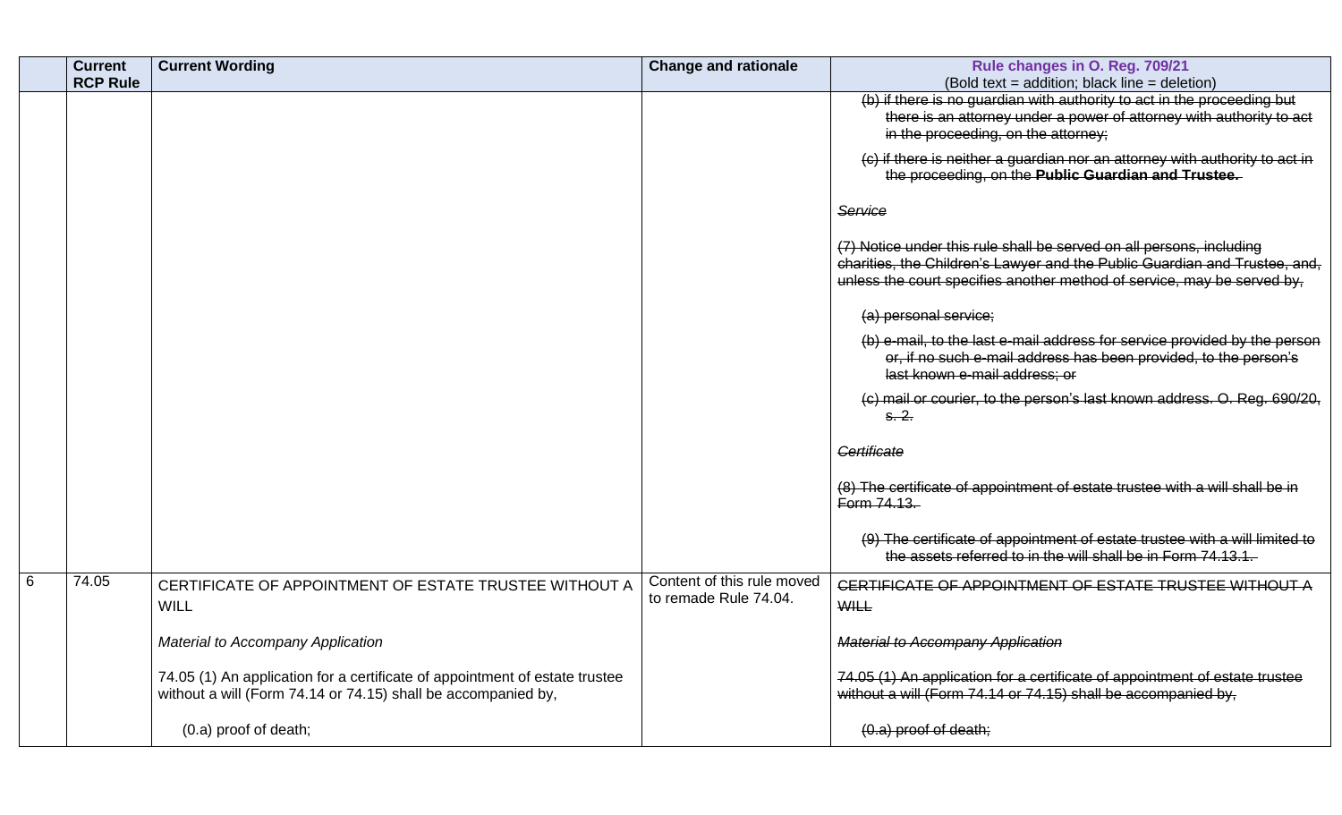| | Current RCP Rule | Current Wording | Change and rationale | Rule changes in O. Reg. 709/21<br>(Bold text = addition; black line = deletion) |
|---|---|---|---|---|
| | | | | ~~(b) if there is no guardian with authority to act in the proceeding but there is an attorney under a power of attorney with authority to act in the proceeding, on the attorney;~~<br><br>~~(c) if there is neither a guardian nor an attorney with authority to act in the proceeding, on the **Public Guardian and Trustee.**~~<br><br>~~*Service*~~<br><br>~~(7) Notice under this rule shall be served on all persons, including charities, the Children's Lawyer and the Public Guardian and Trustee, and, unless the court specifies another method of service, may be served by,~~<br><br>~~(a) personal service;~~<br><br>~~(b) e-mail, to the last e-mail address for service provided by the person or, if no such e-mail address has been provided, to the person's last known e-mail address; or~~<br><br>~~(c) mail or courier, to the person's last known address. O. Reg. 690/20, s. 2.~~<br><br>~~*Certificate*~~<br><br>~~(8) The certificate of appointment of estate trustee with a will shall be in Form 74.13.~~<br><br>~~(9) The certificate of appointment of estate trustee with a will limited to the assets referred to in the will shall be in Form 74.13.1.~~ |
| 6 | 74.05 | CERTIFICATE OF APPOINTMENT OF ESTATE TRUSTEE WITHOUT A WILL<br><br>*Material to Accompany Application*<br><br>74.05 (1) An application for a certificate of appointment of estate trustee without a will (Form 74.14 or 74.15) shall be accompanied by,<br><br>(0.a) proof of death; | Content of this rule moved to remade Rule 74.04. | ~~CERTIFICATE OF APPOINTMENT OF ESTATE TRUSTEE WITHOUT A WILL~~<br><br>~~*Material to Accompany Application*~~<br><br>~~74.05 (1) An application for a certificate of appointment of estate trustee without a will (Form 74.14 or 74.15) shall be accompanied by,~~<br><br>~~(0.a) proof of death;~~ |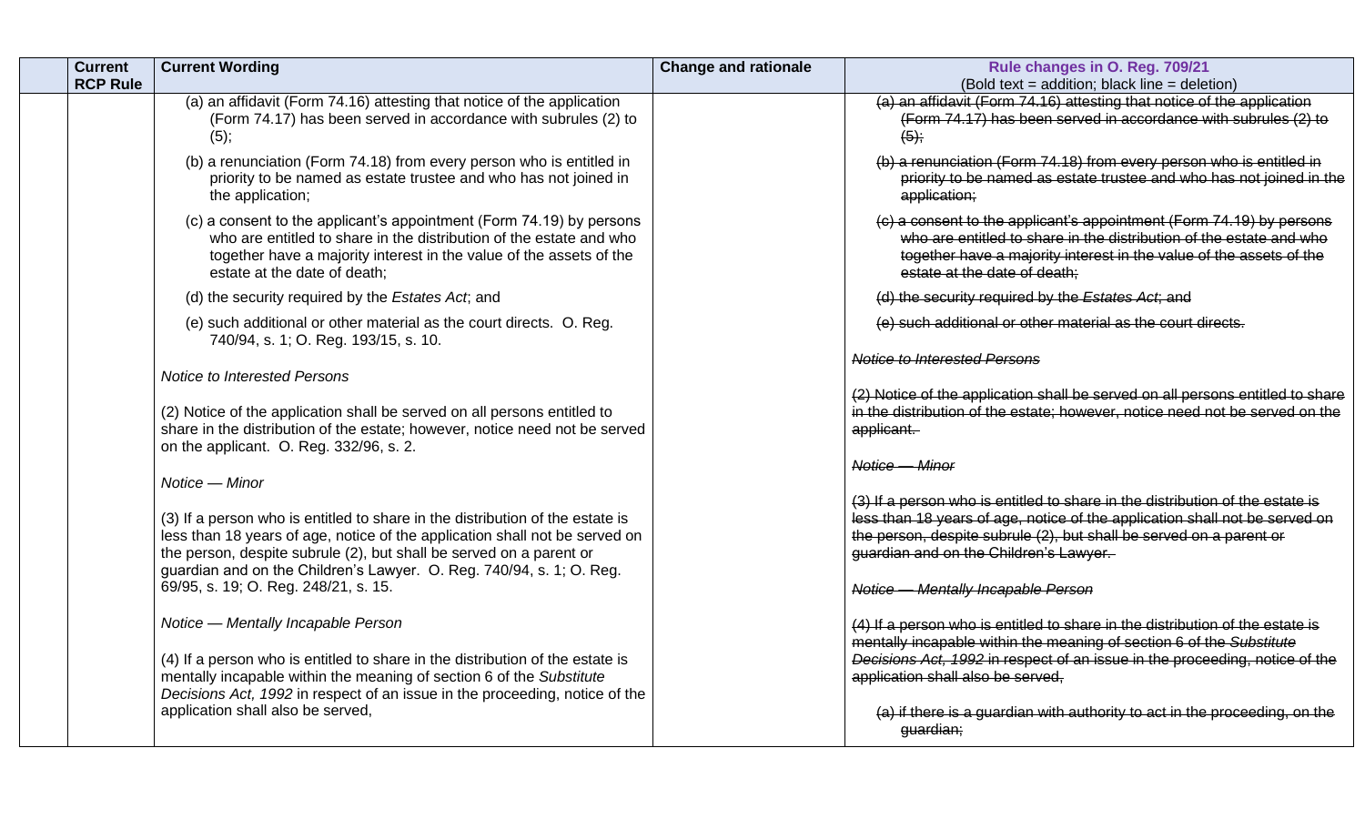| | Current RCP Rule | Current Wording | Change and rationale | Rule changes in O. Reg. 709/21 (Bold text = addition; black line = deletion) |
|---|---|---|---|---|
| | | (a) an affidavit (Form 74.16) attesting that notice of the application (Form 74.17) has been served in accordance with subrules (2) to (5);<br><br>(b) a renunciation (Form 74.18) from every person who is entitled in priority to be named as estate trustee and who has not joined in the application;<br><br>(c) a consent to the applicant's appointment (Form 74.19) by persons who are entitled to share in the distribution of the estate and who together have a majority interest in the value of the assets of the estate at the date of death;<br><br>(d) the security required by the *Estates Act*; and<br><br>(e) such additional or other material as the court directs. O. Reg. 740/94, s. 1; O. Reg. 193/15, s. 10.<br><br>*Notice to Interested Persons*<br><br>(2) Notice of the application shall be served on all persons entitled to share in the distribution of the estate; however, notice need not be served on the applicant. O. Reg. 332/96, s. 2.<br><br>*Notice — Minor*<br><br>(3) If a person who is entitled to share in the distribution of the estate is less than 18 years of age, notice of the application shall not be served on the person, despite subrule (2), but shall be served on a parent or guardian and on the Children's Lawyer. O. Reg. 740/94, s. 1; O. Reg. 69/95, s. 19; O. Reg. 248/21, s. 15.<br><br>*Notice — Mentally Incapable Person*<br><br>(4) If a person who is entitled to share in the distribution of the estate is mentally incapable within the meaning of section 6 of the *Substitute Decisions Act, 1992* in respect of an issue in the proceeding, notice of the application shall also be served, | | ~~(a) an affidavit (Form 74.16) attesting that notice of the application (Form 74.17) has been served in accordance with subrules (2) to (5);~~<br><br>~~(b) a renunciation (Form 74.18) from every person who is entitled in priority to be named as estate trustee and who has not joined in the application;~~<br><br>~~(c) a consent to the applicant's appointment (Form 74.19) by persons who are entitled to share in the distribution of the estate and who together have a majority interest in the value of the assets of the estate at the date of death;~~<br><br>~~(d) the security required by the *Estates Act*; and~~<br><br>~~(e) such additional or other material as the court directs.~~<br><br>~~*Notice to Interested Persons*~~<br><br>~~(2) Notice of the application shall be served on all persons entitled to share in the distribution of the estate; however, notice need not be served on the applicant.~~<br><br>~~*Notice — Minor*~~<br><br>~~(3) If a person who is entitled to share in the distribution of the estate is less than 18 years of age, notice of the application shall not be served on the person, despite subrule (2), but shall be served on a parent or guardian and on the Children's Lawyer.~~<br><br>~~*Notice — Mentally Incapable Person*~~<br><br>~~(4) If a person who is entitled to share in the distribution of the estate is mentally incapable within the meaning of section 6 of the *Substitute Decisions Act, 1992* in respect of an issue in the proceeding, notice of the application shall also be served,~~<br><br>~~(a) if there is a guardian with authority to act in the proceeding, on the guardian;~~ |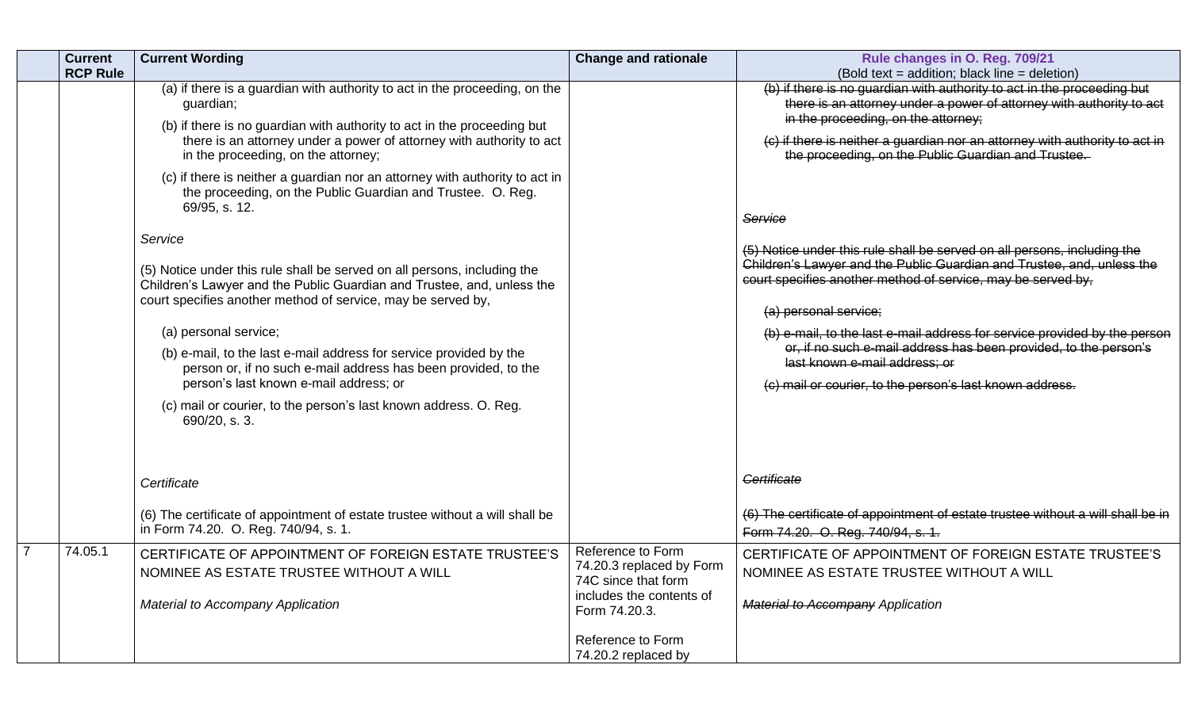| | Current RCP Rule | Current Wording | Change and rationale | Rule changes in O. Reg. 709/21 (Bold text = addition; black line = deletion) |
|---|---|---|---|---|
| | | (a) if there is a guardian with authority to act in the proceeding, on the guardian;<br><br>(b) if there is no guardian with authority to act in the proceeding but there is an attorney under a power of attorney with authority to act in the proceeding, on the attorney;<br><br>(c) if there is neither a guardian nor an attorney with authority to act in the proceeding, on the Public Guardian and Trustee. O. Reg. 69/95, s. 12.<br><br>*Service*<br><br>(5) Notice under this rule shall be served on all persons, including the Children's Lawyer and the Public Guardian and Trustee, and, unless the court specifies another method of service, may be served by,<br><br>(a) personal service;<br><br>(b) e-mail, to the last e-mail address for service provided by the person or, if no such e-mail address has been provided, to the person's last known e-mail address; or<br><br>(c) mail or courier, to the person's last known address. O. Reg. 690/20, s. 3.<br><br>*Certificate*<br><br>(6) The certificate of appointment of estate trustee without a will shall be in Form 74.20. O. Reg. 740/94, s. 1. | | ~~(b) if there is no guardian with authority to act in the proceeding but there is an attorney under a power of attorney with authority to act in the proceeding, on the attorney;~~<br><br>~~(c) if there is neither a guardian nor an attorney with authority to act in the proceeding, on the Public Guardian and Trustee.~~<br><br>~~*Service*~~<br><br>~~(5) Notice under this rule shall be served on all persons, including the Children's Lawyer and the Public Guardian and Trustee, and, unless the court specifies another method of service, may be served by,~~<br><br>~~(a) personal service;~~<br><br>~~(b) e-mail, to the last e-mail address for service provided by the person or, if no such e-mail address has been provided, to the person's last known e-mail address; or~~<br><br>~~(c) mail or courier, to the person's last known address.~~<br><br>~~*Certificate*~~<br><br>~~(6) The certificate of appointment of estate trustee without a will shall be in Form 74.20. O. Reg. 740/94, s. 1.~~ |
| 7 | 74.05.1 | CERTIFICATE OF APPOINTMENT OF FOREIGN ESTATE TRUSTEE'S NOMINEE AS ESTATE TRUSTEE WITHOUT A WILL<br><br>*Material to Accompany Application* | Reference to Form 74.20.3 replaced by Form 74C since that form includes the contents of Form 74.20.3.<br><br>Reference to Form 74.20.2 replaced by | CERTIFICATE OF APPOINTMENT OF FOREIGN ESTATE TRUSTEE'S NOMINEE AS ESTATE TRUSTEE WITHOUT A WILL<br><br>*~~Material to Accompany~~ Application* |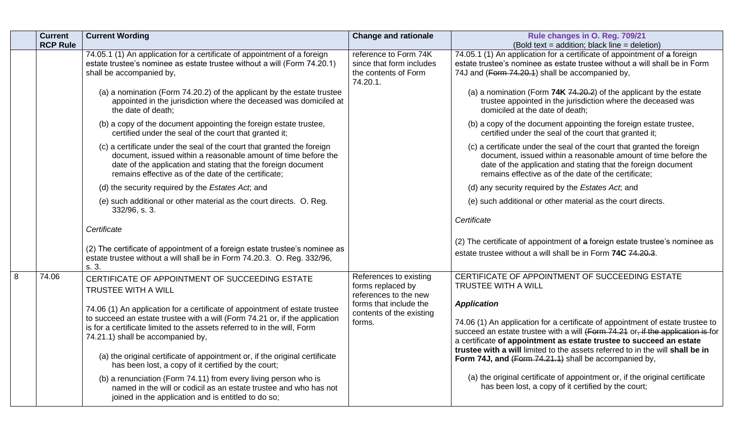| | Current RCP Rule | Current Wording | Change and rationale | Rule changes in O. Reg. 709/21 (Bold text = addition; black line = deletion) |
|---|---|---|---|---|
| | | 74.05.1 (1) An application for a certificate of appointment of a foreign estate trustee's nominee as estate trustee without a will (Form 74.20.1) shall be accompanied by,<br><br>(a) a nomination (Form 74.20.2) of the applicant by the estate trustee appointed in the jurisdiction where the deceased was domiciled at the date of death;<br><br>(b) a copy of the document appointing the foreign estate trustee, certified under the seal of the court that granted it;<br><br>(c) a certificate under the seal of the court that granted the foreign document, issued within a reasonable amount of time before the date of the application and stating that the foreign document remains effective as of the date of the certificate;<br><br>(d) the security required by the *Estates Act*; and<br><br>(e) such additional or other material as the court directs. O. Reg. 332/96, s. 3.<br><br>*Certificate*<br><br>(2) The certificate of appointment of a foreign estate trustee's nominee as estate trustee without a will shall be in Form 74.20.3. O. Reg. 332/96, s. 3. | reference to Form 74K since that form includes the contents of Form 74.20.1. | 74.05.1 (1) An application for a certificate of appointment of ~~a~~ foreign estate trustee's nominee as estate trustee without a will shall be in Form 74J and (~~Form 74.20.1~~) shall be accompanied by,<br><br>(a) a nomination (Form **74K** ~~74.20.2~~) of the applicant by the estate trustee appointed in the jurisdiction where the deceased was domiciled at the date of death;<br><br>(b) a copy of the document appointing the foreign estate trustee, certified under the seal of the court that granted it;<br><br>(c) a certificate under the seal of the court that granted the foreign document, issued within a reasonable amount of time before the date of the application and stating that the foreign document remains effective as of the date of the certificate;<br><br>(d) any security required by the *Estates Act*; and<br><br>(e) such additional or other material as the court directs.<br><br>*Certificate*<br><br>(2) The certificate of appointment of ~~a~~ foreign estate trustee's nominee as estate trustee without a will shall be in Form **74C** ~~74.20.3~~. |
| 8 | 74.06 | CERTIFICATE OF APPOINTMENT OF SUCCEEDING ESTATE TRUSTEE WITH A WILL<br><br>74.06 (1) An application for a certificate of appointment of estate trustee to succeed an estate trustee with a will (Form 74.21 or, if the application is for a certificate limited to the assets referred to in the will, Form 74.21.1) shall be accompanied by,<br><br>(a) the original certificate of appointment or, if the original certificate has been lost, a copy of it certified by the court;<br><br>(b) a renunciation (Form 74.11) from every living person who is named in the will or codicil as an estate trustee and who has not joined in the application and is entitled to do so; | References to existing forms replaced by references to the new forms that include the contents of the existing forms. | CERTIFICATE OF APPOINTMENT OF SUCCEEDING ESTATE TRUSTEE WITH A WILL<br><br>***Application***<br><br>74.06 (1) An application for a certificate of appointment of estate trustee to succeed an estate trustee with a will (~~Form 74.21~~ or~~, if the application is~~ for a certificate **of appointment as estate trustee to succeed an estate trustee with a will** limited to the assets referred to in the will **shall be in Form 74J, and** (~~Form 74.21.1~~) shall be accompanied by,<br><br>(a) the original certificate of appointment or, if the original certificate has been lost, a copy of it certified by the court; |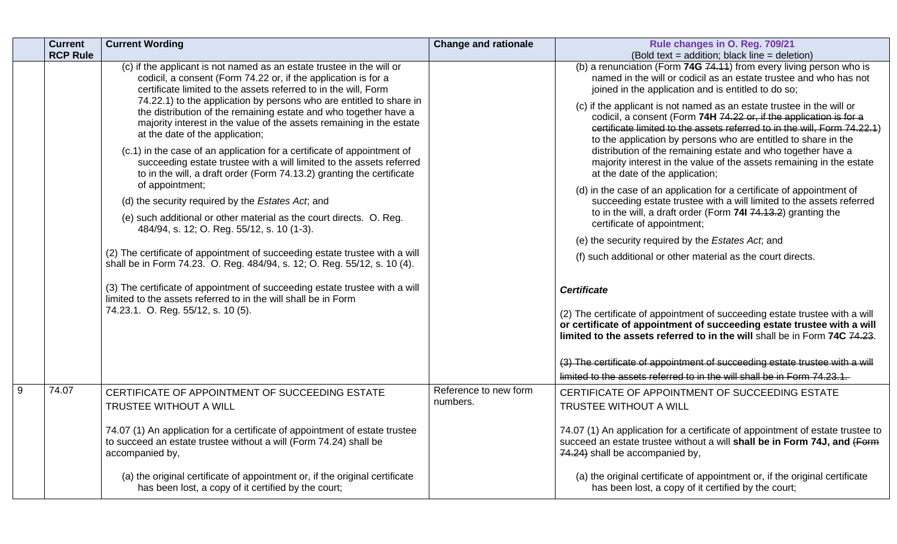| | Current RCP Rule | Current Wording | Change and rationale | Rule changes in O. Reg. 709/21 (Bold text = addition; black line = deletion) |
|---|---|---|---|---|
| | | (c) if the applicant is not named as an estate trustee in the will or codicil, a consent (Form 74.22 or, if the application is for a certificate limited to the assets referred to in the will, Form 74.22.1) to the application by persons who are entitled to share in the distribution of the remaining estate and who together have a majority interest in the value of the assets remaining in the estate at the date of the application;<br><br>(c.1) in the case of an application for a certificate of appointment of succeeding estate trustee with a will limited to the assets referred to in the will, a draft order (Form 74.13.2) granting the certificate of appointment;<br><br>(d) the security required by the *Estates Act*; and<br><br>(e) such additional or other material as the court directs. O. Reg. 484/94, s. 12; O. Reg. 55/12, s. 10 (1-3).<br><br>(2) The certificate of appointment of succeeding estate trustee with a will shall be in Form 74.23. O. Reg. 484/94, s. 12; O. Reg. 55/12, s. 10 (4).<br><br>(3) The certificate of appointment of succeeding estate trustee with a will limited to the assets referred to in the will shall be in Form 74.23.1. O. Reg. 55/12, s. 10 (5). | | (b) a renunciation (Form **74G** ~~74.11~~) from every living person who is named in the will or codicil as an estate trustee and who has not joined in the application and is entitled to do so;<br><br>(c) if the applicant is not named as an estate trustee in the will or codicil, a consent (Form **74H** ~~74.22 or, if the application is for a certificate limited to the assets referred to in the will, Form 74.22.1~~) to the application by persons who are entitled to share in the distribution of the remaining estate and who together have a majority interest in the value of the assets remaining in the estate at the date of the application;<br><br>(d) in the case of an application for a certificate of appointment of succeeding estate trustee with a will limited to the assets referred to in the will, a draft order (Form **74I** ~~74.13.2~~) granting the certificate of appointment;<br><br>(e) the security required by the *Estates Act*; and<br><br>(f) such additional or other material as the court directs.<br><br>***Certificate***<br><br>(2) The certificate of appointment of succeeding estate trustee with a will **or certificate of appointment of succeeding estate trustee with a will limited to the assets referred to in the will** shall be in Form **74C** ~~74.23~~.<br><br>~~(3) The certificate of appointment of succeeding estate trustee with a will limited to the assets referred to in the will shall be in Form 74.23.1.~~ |
| 9 | 74.07 | CERTIFICATE OF APPOINTMENT OF SUCCEEDING ESTATE TRUSTEE WITHOUT A WILL<br><br>74.07 (1) An application for a certificate of appointment of estate trustee to succeed an estate trustee without a will (Form 74.24) shall be accompanied by,<br><br>(a) the original certificate of appointment or, if the original certificate has been lost, a copy of it certified by the court; | Reference to new form numbers. | CERTIFICATE OF APPOINTMENT OF SUCCEEDING ESTATE TRUSTEE WITHOUT A WILL<br><br>74.07 (1) An application for a certificate of appointment of estate trustee to succeed an estate trustee without a will **shall be in Form 74J, and** ~~(Form 74.24)~~ shall be accompanied by,<br><br>(a) the original certificate of appointment or, if the original certificate has been lost, a copy of it certified by the court; |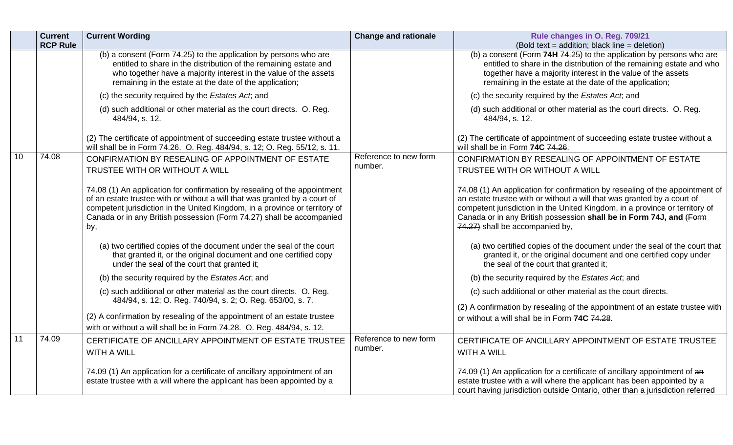| | Current RCP Rule | Current Wording | Change and rationale | Rule changes in O. Reg. 709/21 (Bold text = addition; black line = deletion) |
|---|---|---|---|---|
| | | (b) a consent (Form 74.25) to the application by persons who are entitled to share in the distribution of the remaining estate and who together have a majority interest in the value of the assets remaining in the estate at the date of the application;<br><br>(c) the security required by the *Estates Act*; and<br><br>(d) such additional or other material as the court directs. O. Reg. 484/94, s. 12.<br><br>(2) The certificate of appointment of succeeding estate trustee without a will shall be in Form 74.26. O. Reg. 484/94, s. 12; O. Reg. 55/12, s. 11. | | (b) a consent (Form **74H** ~~74.25~~) to the application by persons who are entitled to share in the distribution of the remaining estate and who together have a majority interest in the value of the assets remaining in the estate at the date of the application;<br><br>(c) the security required by the *Estates Act*; and<br><br>(d) such additional or other material as the court directs. O. Reg. 484/94, s. 12.<br><br>(2) The certificate of appointment of succeeding estate trustee without a will shall be in Form **74C** ~~74.26~~. |
| 10 | 74.08 | CONFIRMATION BY RESEALING OF APPOINTMENT OF ESTATE TRUSTEE WITH OR WITHOUT A WILL<br><br>74.08 (1) An application for confirmation by resealing of the appointment of an estate trustee with or without a will that was granted by a court of competent jurisdiction in the United Kingdom, in a province or territory of Canada or in any British possession (Form 74.27) shall be accompanied by,<br><br>(a) two certified copies of the document under the seal of the court that granted it, or the original document and one certified copy under the seal of the court that granted it;<br><br>(b) the security required by the *Estates Act*; and<br><br>(c) such additional or other material as the court directs. O. Reg. 484/94, s. 12; O. Reg. 740/94, s. 2; O. Reg. 653/00, s. 7.<br><br>(2) A confirmation by resealing of the appointment of an estate trustee with or without a will shall be in Form 74.28. O. Reg. 484/94, s. 12. | Reference to new form number. | CONFIRMATION BY RESEALING OF APPOINTMENT OF ESTATE TRUSTEE WITH OR WITHOUT A WILL<br><br>74.08 (1) An application for confirmation by resealing of the appointment of an estate trustee with or without a will that was granted by a court of competent jurisdiction in the United Kingdom, in a province or territory of Canada or in any British possession **shall be in Form 74J, and** ~~(Form 74.27)~~ shall be accompanied by,<br><br>(a) two certified copies of the document under the seal of the court that granted it, or the original document and one certified copy under the seal of the court that granted it;<br><br>(b) the security required by the *Estates Act*; and<br><br>(c) such additional or other material as the court directs.<br><br>(2) A confirmation by resealing of the appointment of an estate trustee with or without a will shall be in Form **74C** ~~74.28~~. |
| 11 | 74.09 | CERTIFICATE OF ANCILLARY APPOINTMENT OF ESTATE TRUSTEE WITH A WILL<br><br>74.09 (1) An application for a certificate of ancillary appointment of an estate trustee with a will where the applicant has been appointed by a | Reference to new form number. | CERTIFICATE OF ANCILLARY APPOINTMENT OF ESTATE TRUSTEE WITH A WILL<br><br>74.09 (1) An application for a certificate of ancillary appointment of ~~an~~ estate trustee with a will where the applicant has been appointed by a court having jurisdiction outside Ontario, other than a jurisdiction referred |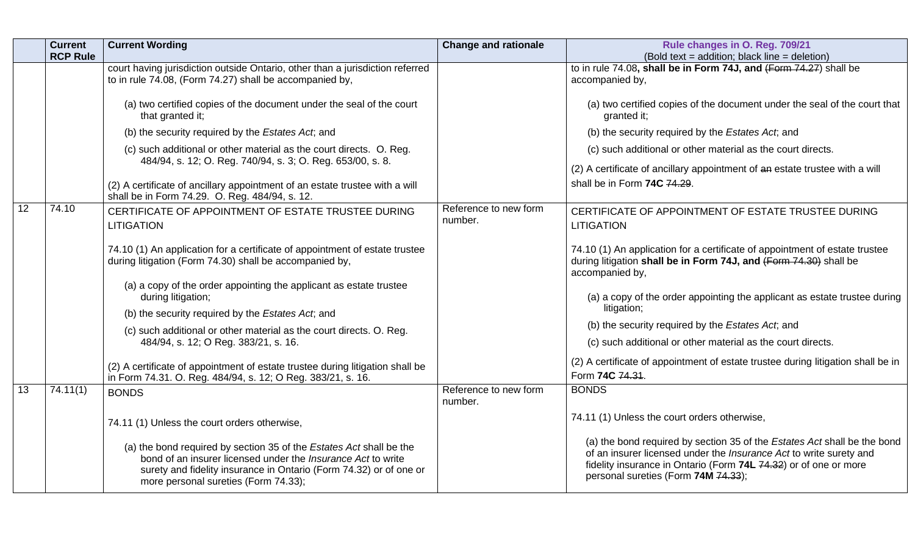| | Current RCP Rule | Current Wording | Change and rationale | Rule changes in O. Reg. 709/21 (Bold text = addition; black line = deletion) |
|---|---|---|---|---|
| | | court having jurisdiction outside Ontario, other than a jurisdiction referred to in rule 74.08, (Form 74.27) shall be accompanied by,<br><br>(a) two certified copies of the document under the seal of the court that granted it;<br><br>(b) the security required by the *Estates Act*; and<br><br>(c) such additional or other material as the court directs. O. Reg. 484/94, s. 12; O. Reg. 740/94, s. 3; O. Reg. 653/00, s. 8.<br><br>(2) A certificate of ancillary appointment of an estate trustee with a will shall be in Form 74.29. O. Reg. 484/94, s. 12. | | to in rule 74.08**, shall be in Form 74J, and** ~~(Form 74.27)~~ shall be accompanied by,<br><br>(a) two certified copies of the document under the seal of the court that granted it;<br><br>(b) the security required by the *Estates Act*; and<br><br>(c) such additional or other material as the court directs.<br><br>(2) A certificate of ancillary appointment of ~~an~~ estate trustee with a will shall be in Form **74C** ~~74.29~~. |
| 12 | 74.10 | CERTIFICATE OF APPOINTMENT OF ESTATE TRUSTEE DURING LITIGATION<br><br>74.10 (1) An application for a certificate of appointment of estate trustee during litigation (Form 74.30) shall be accompanied by,<br><br>(a) a copy of the order appointing the applicant as estate trustee during litigation;<br><br>(b) the security required by the *Estates Act*; and<br><br>(c) such additional or other material as the court directs. O. Reg. 484/94, s. 12; O Reg. 383/21, s. 16.<br><br>(2) A certificate of appointment of estate trustee during litigation shall be in Form 74.31. O. Reg. 484/94, s. 12; O Reg. 383/21, s. 16. | Reference to new form number. | CERTIFICATE OF APPOINTMENT OF ESTATE TRUSTEE DURING LITIGATION<br><br>74.10 (1) An application for a certificate of appointment of estate trustee during litigation **shall be in Form 74J, and** ~~(Form 74.30)~~ shall be accompanied by,<br><br>(a) a copy of the order appointing the applicant as estate trustee during litigation;<br><br>(b) the security required by the *Estates Act*; and<br><br>(c) such additional or other material as the court directs.<br><br>(2) A certificate of appointment of estate trustee during litigation shall be in Form **74C** ~~74.31~~. |
| 13 | 74.11(1) | BONDS<br><br>74.11 (1) Unless the court orders otherwise,<br><br>(a) the bond required by section 35 of the *Estates Act* shall be the bond of an insurer licensed under the *Insurance Act* to write surety and fidelity insurance in Ontario (Form 74.32) or of one or more personal sureties (Form 74.33); | Reference to new form number. | BONDS<br><br>74.11 (1) Unless the court orders otherwise,<br><br>(a) the bond required by section 35 of the *Estates Act* shall be the bond of an insurer licensed under the *Insurance Act* to write surety and fidelity insurance in Ontario (Form **74L** ~~74.32~~) or of one or more personal sureties (Form **74M** ~~74.33~~); |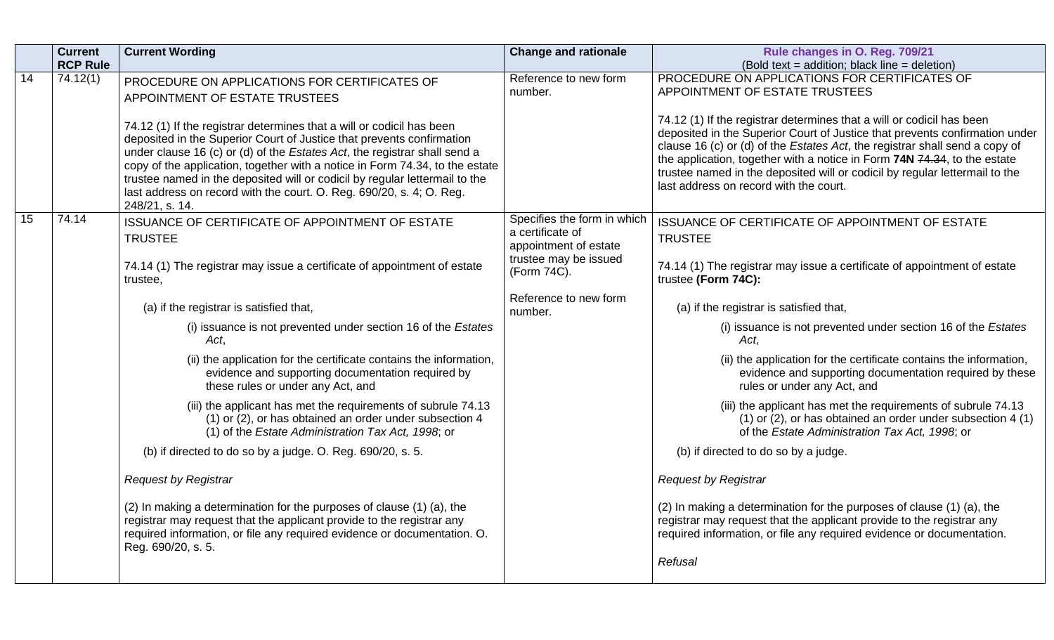| | Current RCP Rule | Current Wording | Change and rationale | Rule changes in O. Reg. 709/21 (Bold text = addition; black line = deletion) |
|---|---|---|---|---|
| 14 | 74.12(1) | PROCEDURE ON APPLICATIONS FOR CERTIFICATES OF APPOINTMENT OF ESTATE TRUSTEES<br><br>74.12 (1) If the registrar determines that a will or codicil has been deposited in the Superior Court of Justice that prevents confirmation under clause 16 (c) or (d) of the *Estates Act*, the registrar shall send a copy of the application, together with a notice in Form 74.34, to the estate trustee named in the deposited will or codicil by regular lettermail to the last address on record with the court. O. Reg. 690/20, s. 4; O. Reg. 248/21, s. 14. | Reference to new form number. | PROCEDURE ON APPLICATIONS FOR CERTIFICATES OF APPOINTMENT OF ESTATE TRUSTEES<br><br>74.12 (1) If the registrar determines that a will or codicil has been deposited in the Superior Court of Justice that prevents confirmation under clause 16 (c) or (d) of the *Estates Act*, the registrar shall send a copy of the application, together with a notice in Form **74N** ~~74.34~~, to the estate trustee named in the deposited will or codicil by regular lettermail to the last address on record with the court. |
| 15 | 74.14 | ISSUANCE OF CERTIFICATE OF APPOINTMENT OF ESTATE TRUSTEE<br><br>74.14 (1) The registrar may issue a certificate of appointment of estate trustee,<br><br>(a) if the registrar is satisfied that,<br><br>(i) issuance is not prevented under section 16 of the *Estates Act*,<br><br>(ii) the application for the certificate contains the information, evidence and supporting documentation required by these rules or under any Act, and<br><br>(iii) the applicant has met the requirements of subrule 74.13 (1) or (2), or has obtained an order under subsection 4 (1) of the *Estate Administration Tax Act, 1998*; or<br><br>(b) if directed to do so by a judge. O. Reg. 690/20, s. 5.<br><br>*Request by Registrar*<br><br>(2) In making a determination for the purposes of clause (1) (a), the registrar may request that the applicant provide to the registrar any required information, or file any required evidence or documentation. O. Reg. 690/20, s. 5. | Specifies the form in which a certificate of appointment of estate trustee may be issued (Form 74C).<br><br>Reference to new form number. | ISSUANCE OF CERTIFICATE OF APPOINTMENT OF ESTATE TRUSTEE<br><br>74.14 (1) The registrar may issue a certificate of appointment of estate trustee **(Form 74C):**<br><br>(a) if the registrar is satisfied that,<br><br>(i) issuance is not prevented under section 16 of the *Estates Act*,<br><br>(ii) the application for the certificate contains the information, evidence and supporting documentation required by these rules or under any Act, and<br><br>(iii) the applicant has met the requirements of subrule 74.13 (1) or (2), or has obtained an order under subsection 4 (1) of the *Estate Administration Tax Act, 1998*; or<br><br>(b) if directed to do so by a judge.<br><br>*Request by Registrar*<br><br>(2) In making a determination for the purposes of clause (1) (a), the registrar may request that the applicant provide to the registrar any required information, or file any required evidence or documentation.<br><br>*Refusal* |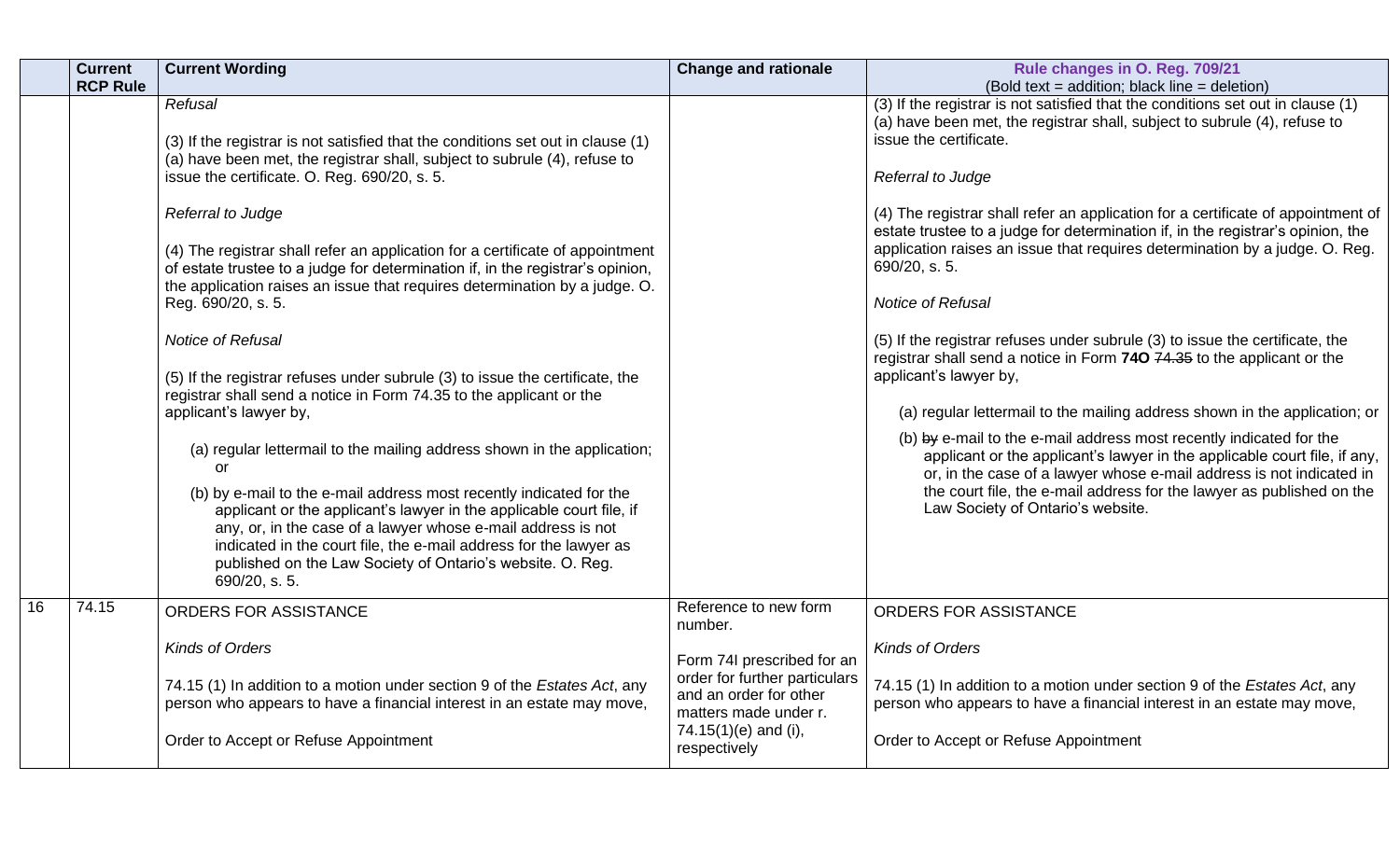| | Current RCP Rule | Current Wording | Change and rationale | Rule changes in O. Reg. 709/21 (Bold text = addition; black line = deletion) |
|---|---|---|---|---|
| | | *Refusal*<br><br>(3) If the registrar is not satisfied that the conditions set out in clause (1) (a) have been met, the registrar shall, subject to subrule (4), refuse to issue the certificate. O. Reg. 690/20, s. 5.<br><br>*Referral to Judge*<br><br>(4) The registrar shall refer an application for a certificate of appointment of estate trustee to a judge for determination if, in the registrar's opinion, the application raises an issue that requires determination by a judge. O. Reg. 690/20, s. 5.<br><br>*Notice of Refusal*<br><br>(5) If the registrar refuses under subrule (3) to issue the certificate, the registrar shall send a notice in Form 74.35 to the applicant or the applicant's lawyer by,<br><br>(a) regular lettermail to the mailing address shown in the application; or<br><br>(b) by e-mail to the e-mail address most recently indicated for the applicant or the applicant's lawyer in the applicable court file, if any, or, in the case of a lawyer whose e-mail address is not indicated in the court file, the e-mail address for the lawyer as published on the Law Society of Ontario's website. O. Reg. 690/20, s. 5. | | (3) If the registrar is not satisfied that the conditions set out in clause (1) (a) have been met, the registrar shall, subject to subrule (4), refuse to issue the certificate.<br><br>*Referral to Judge*<br><br>(4) The registrar shall refer an application for a certificate of appointment of estate trustee to a judge for determination if, in the registrar's opinion, the application raises an issue that requires determination by a judge. O. Reg. 690/20, s. 5.<br><br>*Notice of Refusal*<br><br>(5) If the registrar refuses under subrule (3) to issue the certificate, the registrar shall send a notice in Form **74O** ~~74.35~~ to the applicant or the applicant's lawyer by,<br><br>(a) regular lettermail to the mailing address shown in the application; or<br><br>(b) ~~by~~ e-mail to the e-mail address most recently indicated for the applicant or the applicant's lawyer in the applicable court file, if any, or, in the case of a lawyer whose e-mail address is not indicated in the court file, the e-mail address for the lawyer as published on the Law Society of Ontario's website. |
| 16 | 74.15 | ORDERS FOR ASSISTANCE<br><br>*Kinds of Orders*<br><br>74.15 (1) In addition to a motion under section 9 of the *Estates Act*, any person who appears to have a financial interest in an estate may move,<br><br>Order to Accept or Refuse Appointment | Reference to new form number.<br><br>Form 74I prescribed for an order for further particulars and an order for other matters made under r. 74.15(1)(e) and (i), respectively | ORDERS FOR ASSISTANCE<br><br>*Kinds of Orders*<br><br>74.15 (1) In addition to a motion under section 9 of the *Estates Act*, any person who appears to have a financial interest in an estate may move,<br><br>Order to Accept or Refuse Appointment |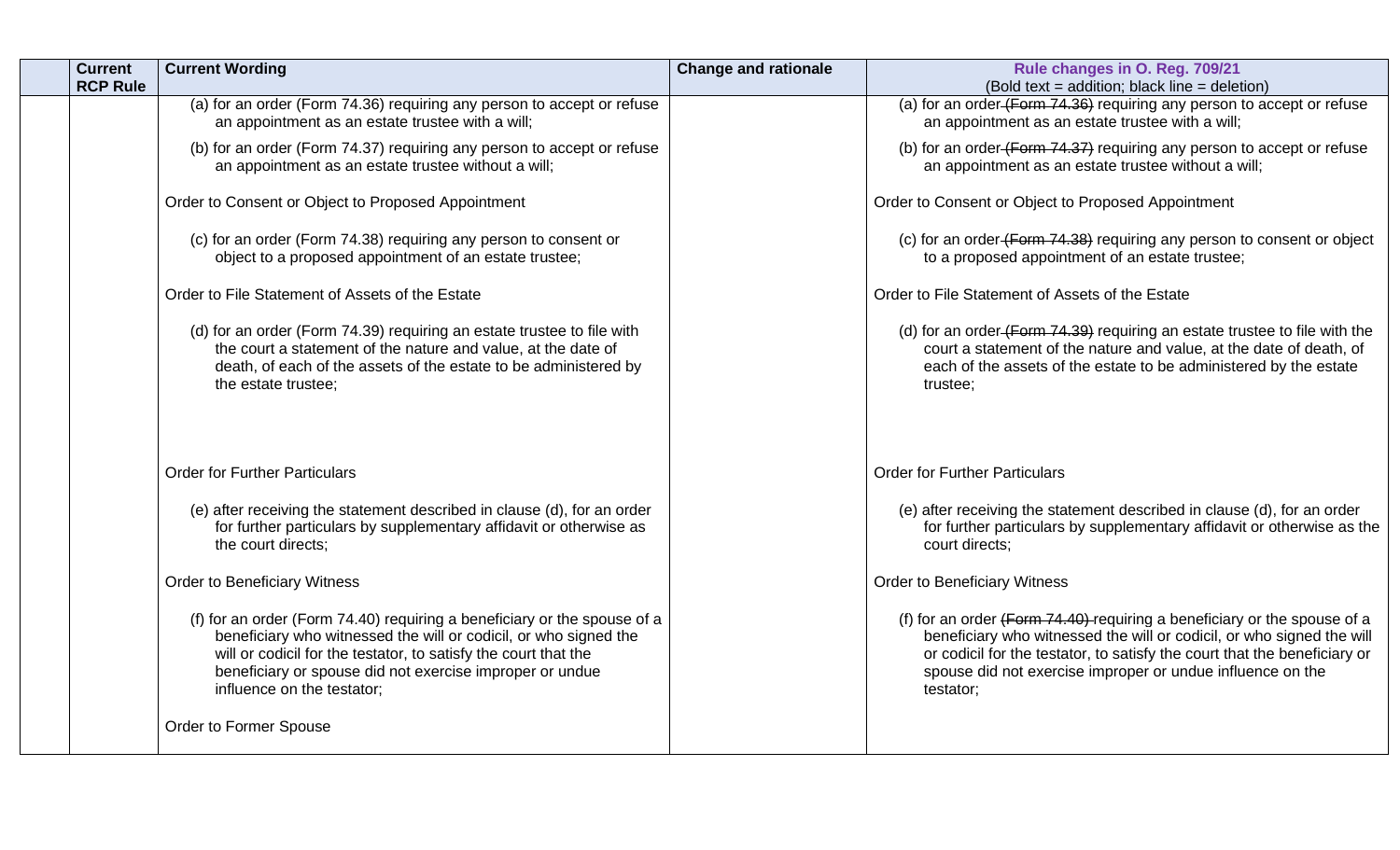| | Current RCP Rule | Current Wording | Change and rationale | Rule changes in O. Reg. 709/21<br>(Bold text = addition; black line = deletion) |
|---|---|---|---|---|
| | | (a) for an order (Form 74.36) requiring any person to accept or refuse an appointment as an estate trustee with a will;<br><br>(b) for an order (Form 74.37) requiring any person to accept or refuse an appointment as an estate trustee without a will;<br><br>Order to Consent or Object to Proposed Appointment<br><br>(c) for an order (Form 74.38) requiring any person to consent or object to a proposed appointment of an estate trustee;<br><br>Order to File Statement of Assets of the Estate<br><br>(d) for an order (Form 74.39) requiring an estate trustee to file with the court a statement of the nature and value, at the date of death, of each of the assets of the estate to be administered by the estate trustee;<br><br>Order for Further Particulars<br><br>(e) after receiving the statement described in clause (d), for an order for further particulars by supplementary affidavit or otherwise as the court directs;<br><br>Order to Beneficiary Witness<br><br>(f) for an order (Form 74.40) requiring a beneficiary or the spouse of a beneficiary who witnessed the will or codicil, or who signed the will or codicil for the testator, to satisfy the court that the beneficiary or spouse did not exercise improper or undue influence on the testator;<br><br>Order to Former Spouse | | (a) for an order ~~(Form 74.36)~~ requiring any person to accept or refuse an appointment as an estate trustee with a will;<br><br>(b) for an order ~~(Form 74.37)~~ requiring any person to accept or refuse an appointment as an estate trustee without a will;<br><br>Order to Consent or Object to Proposed Appointment<br><br>(c) for an order ~~(Form 74.38)~~ requiring any person to consent or object to a proposed appointment of an estate trustee;<br><br>Order to File Statement of Assets of the Estate<br><br>(d) for an order ~~(Form 74.39)~~ requiring an estate trustee to file with the court a statement of the nature and value, at the date of death, of each of the assets of the estate to be administered by the estate trustee;<br><br>Order for Further Particulars<br><br>(e) after receiving the statement described in clause (d), for an order for further particulars by supplementary affidavit or otherwise as the court directs;<br><br>Order to Beneficiary Witness<br><br>(f) for an order ~~(Form 74.40)~~ requiring a beneficiary or the spouse of a beneficiary who witnessed the will or codicil, or who signed the will or codicil for the testator, to satisfy the court that the beneficiary or spouse did not exercise improper or undue influence on the testator; |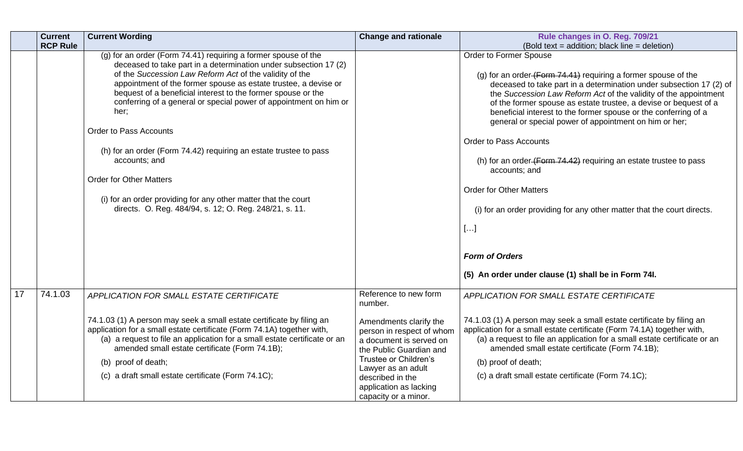| | Current RCP Rule | Current Wording | Change and rationale | Rule changes in O. Reg. 709/21 (Bold text = addition; black line = deletion) |
|---|---|---|---|---|
| | | (g) for an order (Form 74.41) requiring a former spouse of the deceased to take part in a determination under subsection 17 (2) of the *Succession Law Reform Act* of the validity of the appointment of the former spouse as estate trustee, a devise or bequest of a beneficial interest to the former spouse or the conferring of a general or special power of appointment on him or her;<br><br>Order to Pass Accounts<br><br>(h) for an order (Form 74.42) requiring an estate trustee to pass accounts; and<br><br>Order for Other Matters<br><br>(i) for an order providing for any other matter that the court directs. O. Reg. 484/94, s. 12; O. Reg. 248/21, s. 11. | | Order to Former Spouse<br><br>(g) for an order ~~(Form 74.41)~~ requiring a former spouse of the deceased to take part in a determination under subsection 17 (2) of the *Succession Law Reform Act* of the validity of the appointment of the former spouse as estate trustee, a devise or bequest of a beneficial interest to the former spouse or the conferring of a general or special power of appointment on him or her;<br><br>Order to Pass Accounts<br><br>(h) for an order ~~(Form 74.42)~~ requiring an estate trustee to pass accounts; and<br><br>Order for Other Matters<br><br>(i) for an order providing for any other matter that the court directs.<br><br>[…]<br><br>***Form of Orders***<br><br>**(5) An order under clause (1) shall be in Form 74I.** |
| 17 | 74.1.03 | *APPLICATION FOR SMALL ESTATE CERTIFICATE*<br><br>74.1.03 (1) A person may seek a small estate certificate by filing an application for a small estate certificate (Form 74.1A) together with,<br>(a) a request to file an application for a small estate certificate or an amended small estate certificate (Form 74.1B);<br>(b) proof of death;<br>(c) a draft small estate certificate (Form 74.1C); | Reference to new form number.<br><br>Amendments clarify the person in respect of whom a document is served on the Public Guardian and Trustee or Children's Lawyer as an adult described in the application as lacking capacity or a minor. | *APPLICATION FOR SMALL ESTATE CERTIFICATE*<br><br>74.1.03 (1) A person may seek a small estate certificate by filing an application for a small estate certificate (Form 74.1A) together with,<br>(a) a request to file an application for a small estate certificate or an amended small estate certificate (Form 74.1B);<br>(b) proof of death;<br>(c) a draft small estate certificate (Form 74.1C); |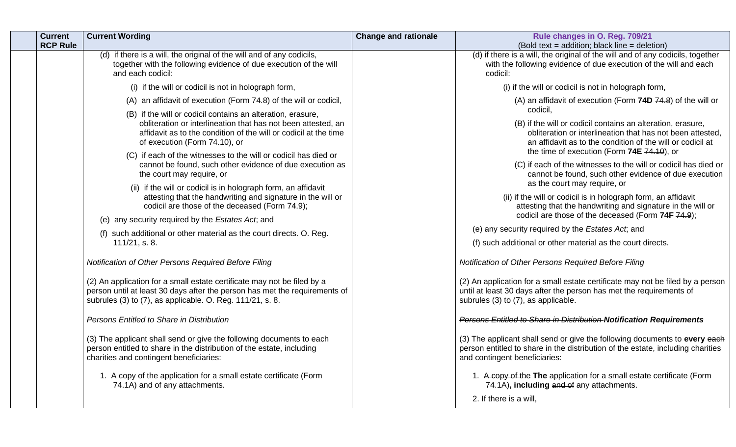| | Current RCP Rule | Current Wording | Change and rationale | Rule changes in O. Reg. 709/21<br>(Bold text = addition; black line = deletion) |
|---|---|---|---|---|
| | | (d) if there is a will, the original of the will and of any codicils, together with the following evidence of due execution of the will and each codicil:<br><br>(i) if the will or codicil is not in holograph form,<br><br>(A) an affidavit of execution (Form 74.8) of the will or codicil,<br><br>(B) if the will or codicil contains an alteration, erasure, obliteration or interlineation that has not been attested, an affidavit as to the condition of the will or codicil at the time of execution (Form 74.10), or<br><br>(C) if each of the witnesses to the will or codicil has died or cannot be found, such other evidence of due execution as the court may require, or<br><br>(ii) if the will or codicil is in holograph form, an affidavit attesting that the handwriting and signature in the will or codicil are those of the deceased (Form 74.9);<br><br>(e) any security required by the *Estates Act*; and<br><br>(f) such additional or other material as the court directs. O. Reg. 111/21, s. 8.<br><br>*Notification of Other Persons Required Before Filing*<br><br>(2) An application for a small estate certificate may not be filed by a person until at least 30 days after the person has met the requirements of subrules (3) to (7), as applicable. O. Reg. 111/21, s. 8.<br><br>*Persons Entitled to Share in Distribution*<br><br>(3) The applicant shall send or give the following documents to each person entitled to share in the distribution of the estate, including charities and contingent beneficiaries:<br><br>1. A copy of the application for a small estate certificate (Form 74.1A) and of any attachments. | | (d) if there is a will, the original of the will and of any codicils, together with the following evidence of due execution of the will and each codicil:<br><br>(i) if the will or codicil is not in holograph form,<br><br>(A) an affidavit of execution (Form **74D** ~~74.8~~) of the will or codicil,<br><br>(B) if the will or codicil contains an alteration, erasure, obliteration or interlineation that has not been attested, an affidavit as to the condition of the will or codicil at the time of execution (Form **74E** ~~74.10~~), or<br><br>(C) if each of the witnesses to the will or codicil has died or cannot be found, such other evidence of due execution as the court may require, or<br><br>(ii) if the will or codicil is in holograph form, an affidavit attesting that the handwriting and signature in the will or codicil are those of the deceased (Form **74F** ~~74.9~~);<br><br>(e) any security required by the *Estates Act*; and<br><br>(f) such additional or other material as the court directs.<br><br>*Notification of Other Persons Required Before Filing*<br><br>(2) An application for a small estate certificate may not be filed by a person until at least 30 days after the person has met the requirements of subrules (3) to (7), as applicable.<br><br>~~*Persons Entitled to Share in Distribution*~~ ***Notification Requirements***<br><br>(3) The applicant shall send or give the following documents to **every** ~~each~~ person entitled to share in the distribution of the estate, including charities and contingent beneficiaries:<br><br>1. ~~A copy of the~~ **The** application for a small estate certificate (Form 74.1A)**, including** ~~and of~~ any attachments.<br><br>2. If there is a will, |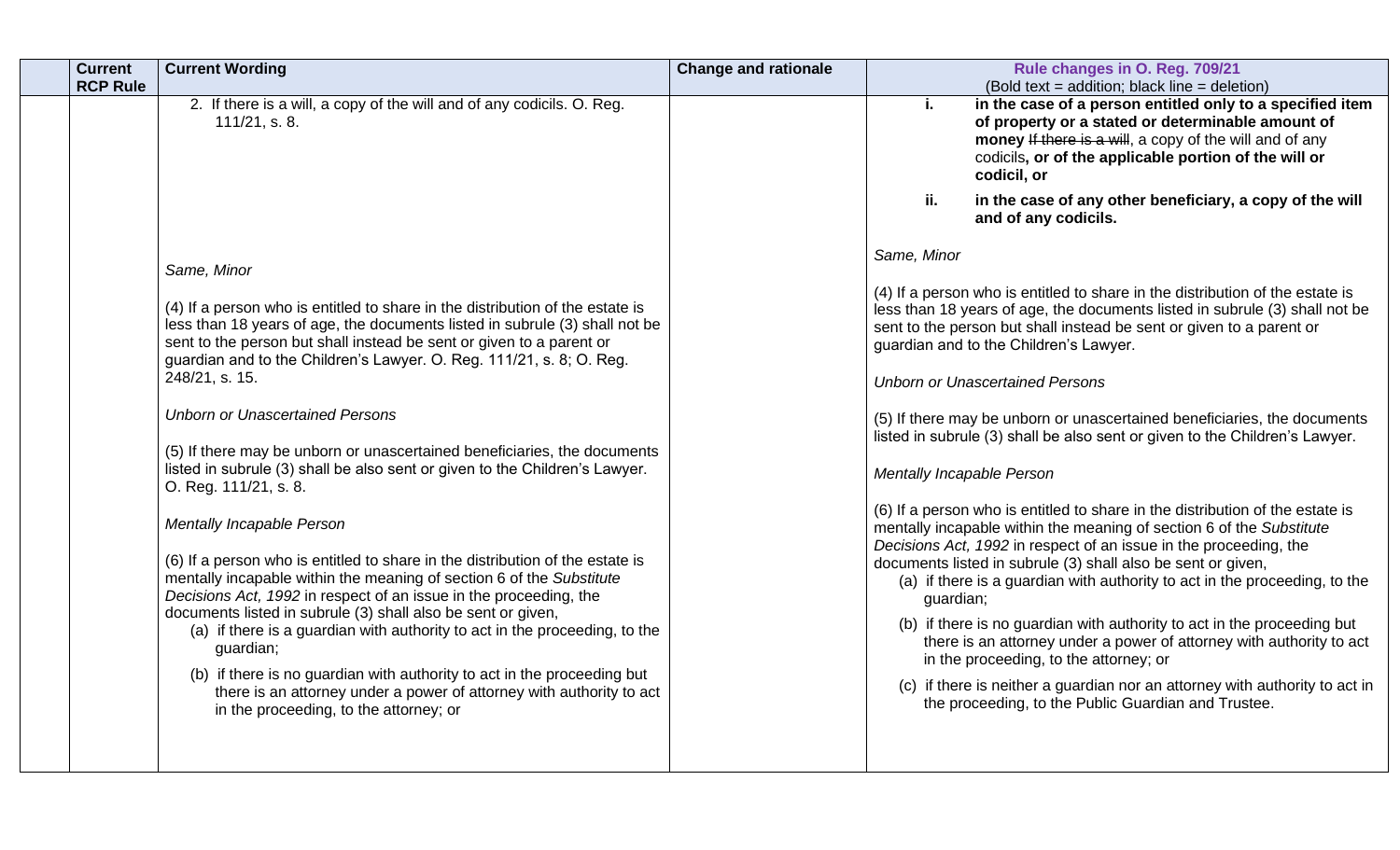| | Current RCP Rule | Current Wording | Change and rationale | Rule changes in O. Reg. 709/21<br>(Bold text = addition; black line = deletion) |
|---|---|---|---|---|
| | | 2. If there is a will, a copy of the will and of any codicils. O. Reg. 111/21, s. 8.<br><br>*Same, Minor*<br><br>(4) If a person who is entitled to share in the distribution of the estate is less than 18 years of age, the documents listed in subrule (3) shall not be sent to the person but shall instead be sent or given to a parent or guardian and to the Children's Lawyer. O. Reg. 111/21, s. 8; O. Reg. 248/21, s. 15.<br><br>*Unborn or Unascertained Persons*<br><br>(5) If there may be unborn or unascertained beneficiaries, the documents listed in subrule (3) shall be also sent or given to the Children's Lawyer. O. Reg. 111/21, s. 8.<br><br>*Mentally Incapable Person*<br><br>(6) If a person who is entitled to share in the distribution of the estate is mentally incapable within the meaning of section 6 of the *Substitute Decisions Act, 1992* in respect of an issue in the proceeding, the documents listed in subrule (3) shall also be sent or given,<br>(a) if there is a guardian with authority to act in the proceeding, to the guardian;<br>(b) if there is no guardian with authority to act in the proceeding but there is an attorney under a power of attorney with authority to act in the proceeding, to the attorney; or | | **i. in the case of a person entitled only to a specified item of property or a stated or determinable amount of money** ~~If there is a will~~, a copy of the will and of any codicils**, or of the applicable portion of the will or codicil, or**<br>**ii. in the case of any other beneficiary, a copy of the will and of any codicils.**<br><br>*Same, Minor*<br><br>(4) If a person who is entitled to share in the distribution of the estate is less than 18 years of age, the documents listed in subrule (3) shall not be sent to the person but shall instead be sent or given to a parent or guardian and to the Children's Lawyer.<br><br>*Unborn or Unascertained Persons*<br><br>(5) If there may be unborn or unascertained beneficiaries, the documents listed in subrule (3) shall be also sent or given to the Children's Lawyer.<br><br>*Mentally Incapable Person*<br><br>(6) If a person who is entitled to share in the distribution of the estate is mentally incapable within the meaning of section 6 of the *Substitute Decisions Act, 1992* in respect of an issue in the proceeding, the documents listed in subrule (3) shall also be sent or given,<br>(a) if there is a guardian with authority to act in the proceeding, to the guardian;<br>(b) if there is no guardian with authority to act in the proceeding but there is an attorney under a power of attorney with authority to act in the proceeding, to the attorney; or<br>(c) if there is neither a guardian nor an attorney with authority to act in the proceeding, to the Public Guardian and Trustee. |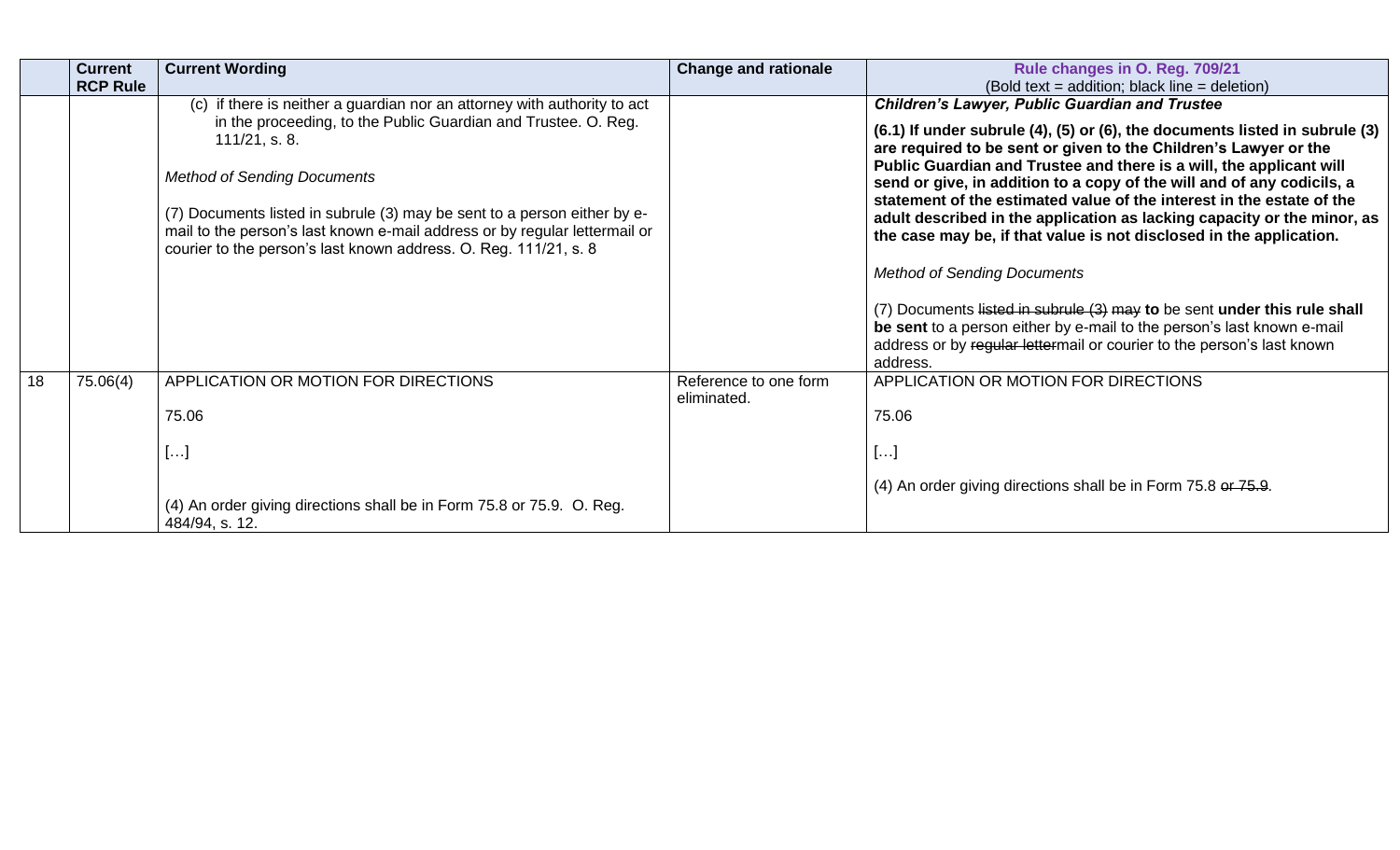| | Current RCP Rule | Current Wording | Change and rationale | Rule changes in O. Reg. 709/21<br>(Bold text = addition; black line = deletion) |
|---|---|---|---|---|
| | | (c) if there is neither a guardian nor an attorney with authority to act in the proceeding, to the Public Guardian and Trustee. O. Reg. 111/21, s. 8.<br><br>*Method of Sending Documents*<br><br>(7) Documents listed in subrule (3) may be sent to a person either by e-mail to the person's last known e-mail address or by regular lettermail or courier to the person's last known address. O. Reg. 111/21, s. 8 | | ***Children's Lawyer, Public Guardian and Trustee***<br><br>**(6.1) If under subrule (4), (5) or (6), the documents listed in subrule (3) are required to be sent or given to the Children's Lawyer or the Public Guardian and Trustee and there is a will, the applicant will send or give, in addition to a copy of the will and of any codicils, a statement of the estimated value of the interest in the estate of the adult described in the application as lacking capacity or the minor, as the case may be, if that value is not disclosed in the application.**<br><br>*Method of Sending Documents*<br><br>(7) Documents ~~listed in subrule (3)~~ ~~may~~ **to** be sent **under this rule shall be sent** to a person either by e-mail to the person's last known e-mail address or by ~~regular letter~~mail or courier to the person's last known address. |
| 18 | 75.06(4) | APPLICATION OR MOTION FOR DIRECTIONS<br><br>75.06<br><br>[…]<br><br>(4) An order giving directions shall be in Form 75.8 or 75.9. O. Reg. 484/94, s. 12. | Reference to one form eliminated. | APPLICATION OR MOTION FOR DIRECTIONS<br><br>75.06<br><br>[…]<br><br>(4) An order giving directions shall be in Form 75.8 ~~or 75.9~~. |